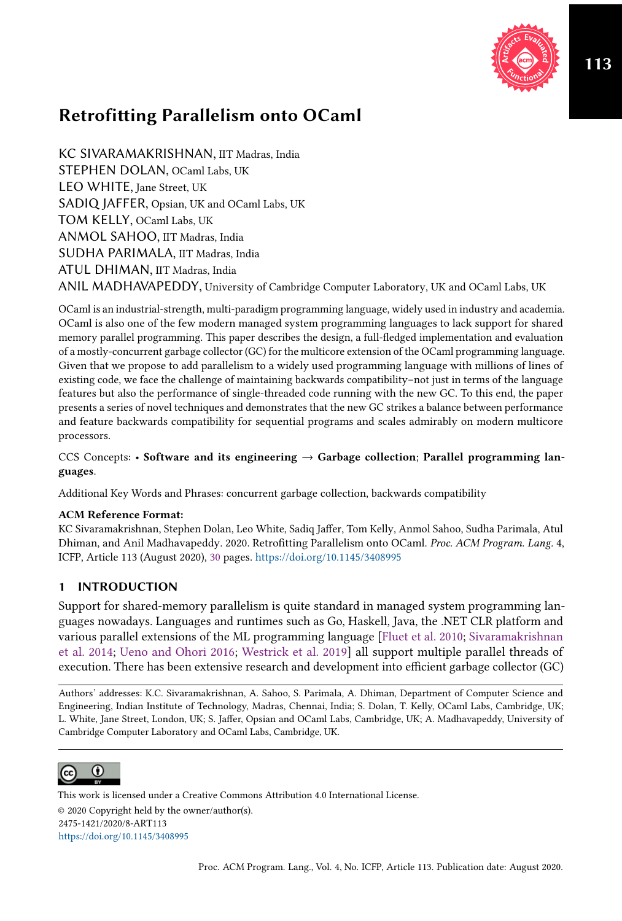# Retrofitting Parallelism onto OCaml

KC SIVARAMAKRISHNAN, IIT Madras, India
STEPHEN DOLAN, OCaml Labs, UK
LEO WHITE, Jane Street, UK
SADIQ JAFFER, Opsian, UK and OCaml Labs, UK
TOM KELLY, OCaml Labs, UK
ANMOL SAHOO, IIT Madras, India
SUDHA PARIMALA, IIT Madras, India
ATUL DHIMAN, IIT Madras, India
ANIL MADHAVAPEDDY, University of Cambridge Computer Laboratory, UK and OCaml Labs, UK

OCaml is an industrial-strength, multi-paradigm programming language, widely used in industry and academia. OCaml is also one of the few modern managed system programming languages to lack support for shared memory parallel programming. This paper describes the design, a full-fledged implementation and evaluation of a mostly-concurrent garbage collector (GC) for the multicore extension of the OCaml programming language. Given that we propose to add parallelism to a widely used programming language with millions of lines of existing code, we face the challenge of maintaining backwards compatibility–not just in terms of the language features but also the performance of single-threaded code running with the new GC. To this end, the paper presents a series of novel techniques and demonstrates that the new GC strikes a balance between performance and feature backwards compatibility for sequential programs and scales admirably on modern multicore processors.

CCS Concepts: • **Software and its engineering** → **Garbage collection**; **Parallel programming languages**.

Additional Key Words and Phrases: concurrent garbage collection, backwards compatibility

**ACM Reference Format:**
KC Sivaramakrishnan, Stephen Dolan, Leo White, Sadiq Jaffer, Tom Kelly, Anmol Sahoo, Sudha Parimala, Atul Dhiman, and Anil Madhavapeddy. 2020. Retrofitting Parallelism onto OCaml. *Proc. ACM Program. Lang.* 4, ICFP, Article 113 (August 2020), 30 pages. https://doi.org/10.1145/3408995

## 1 INTRODUCTION

Support for shared-memory parallelism is quite standard in managed system programming languages nowadays. Languages and runtimes such as Go, Haskell, Java, the .NET CLR platform and various parallel extensions of the ML programming language [Fluet et al. 2010; Sivaramakrishnan et al. 2014; Ueno and Ohori 2016; Westrick et al. 2019] all support multiple parallel threads of execution. There has been extensive research and development into efficient garbage collector (GC)

Authors' addresses: K.C. Sivaramakrishnan, A. Sahoo, S. Parimala, A. Dhiman, Department of Computer Science and Engineering, Indian Institute of Technology, Madras, Chennai, India; S. Dolan, T. Kelly, OCaml Labs, Cambridge, UK; L. White, Jane Street, London, UK; S. Jaffer, Opsian and OCaml Labs, Cambridge, UK; A. Madhavapeddy, University of Cambridge Computer Laboratory and OCaml Labs, Cambridge, UK.

This work is licensed under a Creative Commons Attribution 4.0 International License.
© 2020 Copyright held by the owner/author(s).
2475-1421/2020/8-ART113
https://doi.org/10.1145/3408995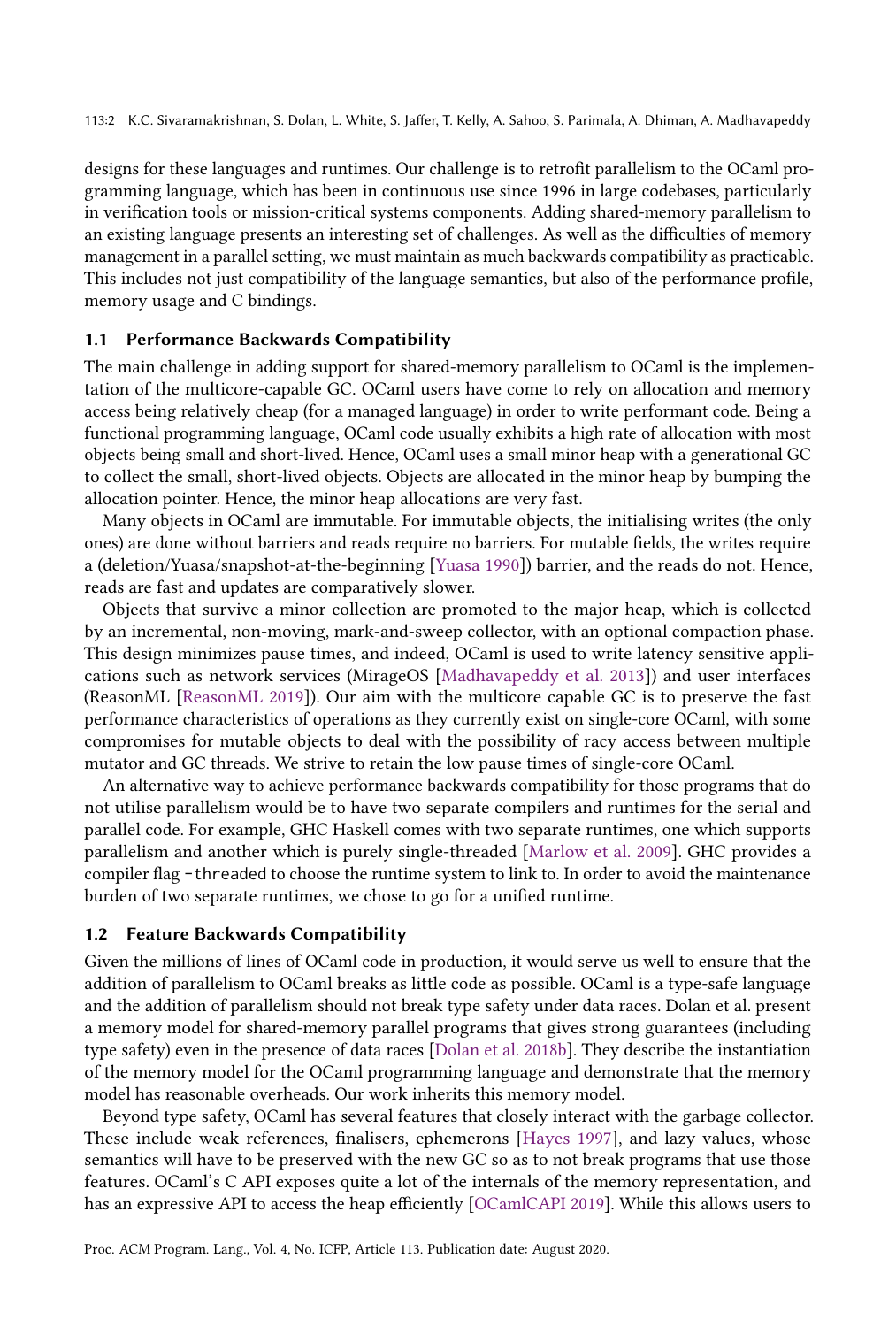designs for these languages and runtimes. Our challenge is to retrofit parallelism to the OCaml programming language, which has been in continuous use since 1996 in large codebases, particularly in verification tools or mission-critical systems components. Adding shared-memory parallelism to an existing language presents an interesting set of challenges. As well as the difficulties of memory management in a parallel setting, we must maintain as much backwards compatibility as practicable. This includes not just compatibility of the language semantics, but also of the performance profile, memory usage and C bindings.

### 1.1 Performance Backwards Compatibility

The main challenge in adding support for shared-memory parallelism to OCaml is the implementation of the multicore-capable GC. OCaml users have come to rely on allocation and memory access being relatively cheap (for a managed language) in order to write performant code. Being a functional programming language, OCaml code usually exhibits a high rate of allocation with most objects being small and short-lived. Hence, OCaml uses a small minor heap with a generational GC to collect the small, short-lived objects. Objects are allocated in the minor heap by bumping the allocation pointer. Hence, the minor heap allocations are very fast.

Many objects in OCaml are immutable. For immutable objects, the initialising writes (the only ones) are done without barriers and reads require no barriers. For mutable fields, the writes require a (deletion/Yuasa/snapshot-at-the-beginning [Yuasa 1990]) barrier, and the reads do not. Hence, reads are fast and updates are comparatively slower.

Objects that survive a minor collection are promoted to the major heap, which is collected by an incremental, non-moving, mark-and-sweep collector, with an optional compaction phase. This design minimizes pause times, and indeed, OCaml is used to write latency sensitive applications such as network services (MirageOS [Madhavapeddy et al. 2013]) and user interfaces (ReasonML [ReasonML 2019]). Our aim with the multicore capable GC is to preserve the fast performance characteristics of operations as they currently exist on single-core OCaml, with some compromises for mutable objects to deal with the possibility of racy access between multiple mutator and GC threads. We strive to retain the low pause times of single-core OCaml.

An alternative way to achieve performance backwards compatibility for those programs that do not utilise parallelism would be to have two separate compilers and runtimes for the serial and parallel code. For example, GHC Haskell comes with two separate runtimes, one which supports parallelism and another which is purely single-threaded [Marlow et al. 2009]. GHC provides a compiler flag `-threaded` to choose the runtime system to link to. In order to avoid the maintenance burden of two separate runtimes, we chose to go for a unified runtime.

### 1.2 Feature Backwards Compatibility

Given the millions of lines of OCaml code in production, it would serve us well to ensure that the addition of parallelism to OCaml breaks as little code as possible. OCaml is a type-safe language and the addition of parallelism should not break type safety under data races. Dolan et al. present a memory model for shared-memory parallel programs that gives strong guarantees (including type safety) even in the presence of data races [Dolan et al. 2018b]. They describe the instantiation of the memory model for the OCaml programming language and demonstrate that the memory model has reasonable overheads. Our work inherits this memory model.

Beyond type safety, OCaml has several features that closely interact with the garbage collector. These include weak references, finalisers, ephemerons [Hayes 1997], and lazy values, whose semantics will have to be preserved with the new GC so as to not break programs that use those features. OCaml's C API exposes quite a lot of the internals of the memory representation, and has an expressive API to access the heap efficiently [OCamlCAPI 2019]. While this allows users to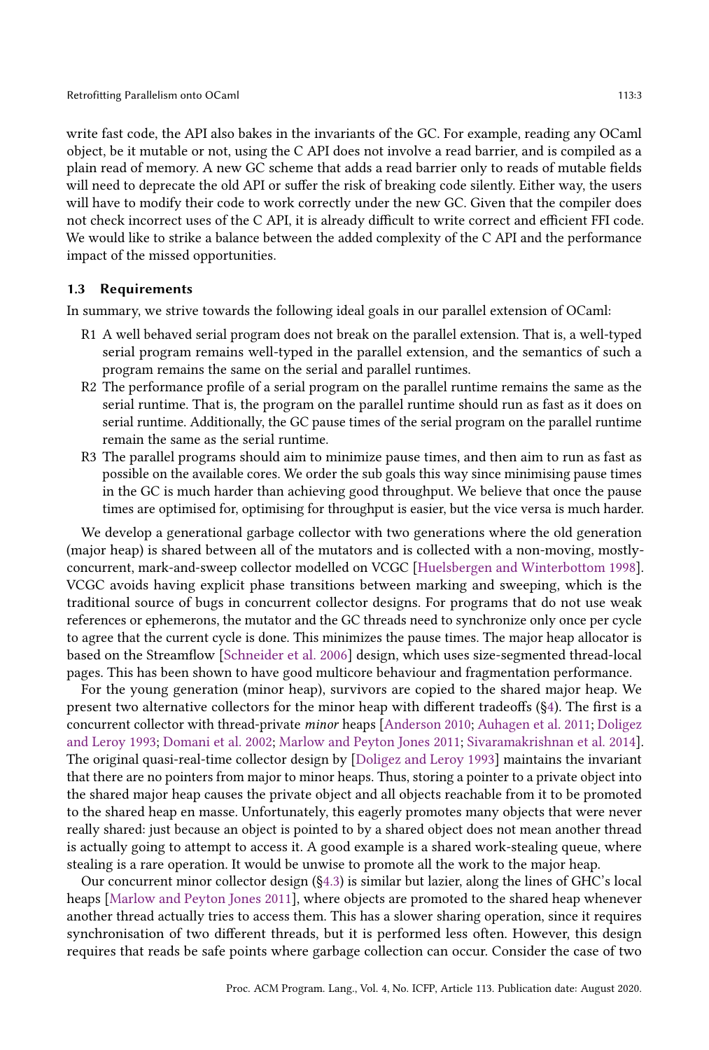write fast code, the API also bakes in the invariants of the GC. For example, reading any OCaml object, be it mutable or not, using the C API does not involve a read barrier, and is compiled as a plain read of memory. A new GC scheme that adds a read barrier only to reads of mutable fields will need to deprecate the old API or suffer the risk of breaking code silently. Either way, the users will have to modify their code to work correctly under the new GC. Given that the compiler does not check incorrect uses of the C API, it is already difficult to write correct and efficient FFI code. We would like to strike a balance between the added complexity of the C API and the performance impact of the missed opportunities.

### 1.3 Requirements

In summary, we strive towards the following ideal goals in our parallel extension of OCaml:

- R1 A well behaved serial program does not break on the parallel extension. That is, a well-typed serial program remains well-typed in the parallel extension, and the semantics of such a program remains the same on the serial and parallel runtimes.
- R2 The performance profile of a serial program on the parallel runtime remains the same as the serial runtime. That is, the program on the parallel runtime should run as fast as it does on serial runtime. Additionally, the GC pause times of the serial program on the parallel runtime remain the same as the serial runtime.
- R3 The parallel programs should aim to minimize pause times, and then aim to run as fast as possible on the available cores. We order the sub goals this way since minimising pause times in the GC is much harder than achieving good throughput. We believe that once the pause times are optimised for, optimising for throughput is easier, but the vice versa is much harder.

We develop a generational garbage collector with two generations where the old generation (major heap) is shared between all of the mutators and is collected with a non-moving, mostly-concurrent, mark-and-sweep collector modelled on VCGC [Huelsbergen and Winterbottom 1998]. VCGC avoids having explicit phase transitions between marking and sweeping, which is the traditional source of bugs in concurrent collector designs. For programs that do not use weak references or ephemerons, the mutator and the GC threads need to synchronize only once per cycle to agree that the current cycle is done. This minimizes the pause times. The major heap allocator is based on the Streamflow [Schneider et al. 2006] design, which uses size-segmented thread-local pages. This has been shown to have good multicore behaviour and fragmentation performance.

For the young generation (minor heap), survivors are copied to the shared major heap. We present two alternative collectors for the minor heap with different tradeoffs (§4). The first is a concurrent collector with thread-private *minor* heaps [Anderson 2010; Auhagen et al. 2011; Doligez and Leroy 1993; Domani et al. 2002; Marlow and Peyton Jones 2011; Sivaramakrishnan et al. 2014]. The original quasi-real-time collector design by [Doligez and Leroy 1993] maintains the invariant that there are no pointers from major to minor heaps. Thus, storing a pointer to a private object into the shared major heap causes the private object and all objects reachable from it to be promoted to the shared heap en masse. Unfortunately, this eagerly promotes many objects that were never really shared: just because an object is pointed to by a shared object does not mean another thread is actually going to attempt to access it. A good example is a shared work-stealing queue, where stealing is a rare operation. It would be unwise to promote all the work to the major heap.

Our concurrent minor collector design (§4.3) is similar but lazier, along the lines of GHC's local heaps [Marlow and Peyton Jones 2011], where objects are promoted to the shared heap whenever another thread actually tries to access them. This has a slower sharing operation, since it requires synchronisation of two different threads, but it is performed less often. However, this design requires that reads be safe points where garbage collection can occur. Consider the case of two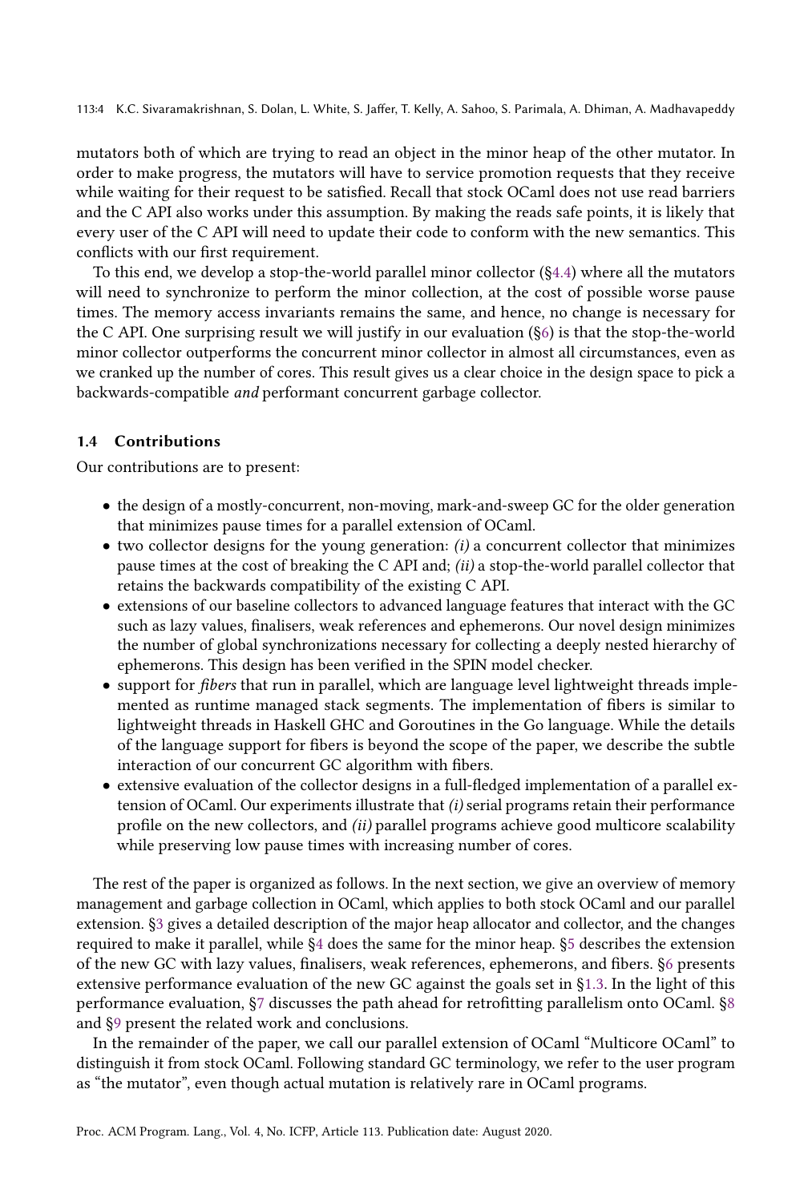mutators both of which are trying to read an object in the minor heap of the other mutator. In order to make progress, the mutators will have to service promotion requests that they receive while waiting for their request to be satisfied. Recall that stock OCaml does not use read barriers and the C API also works under this assumption. By making the reads safe points, it is likely that every user of the C API will need to update their code to conform with the new semantics. This conflicts with our first requirement.

To this end, we develop a stop-the-world parallel minor collector (§4.4) where all the mutators will need to synchronize to perform the minor collection, at the cost of possible worse pause times. The memory access invariants remains the same, and hence, no change is necessary for the C API. One surprising result we will justify in our evaluation (§6) is that the stop-the-world minor collector outperforms the concurrent minor collector in almost all circumstances, even as we cranked up the number of cores. This result gives us a clear choice in the design space to pick a backwards-compatible *and* performant concurrent garbage collector.

### 1.4 Contributions

Our contributions are to present:

- the design of a mostly-concurrent, non-moving, mark-and-sweep GC for the older generation that minimizes pause times for a parallel extension of OCaml.
- two collector designs for the young generation: *(i)* a concurrent collector that minimizes pause times at the cost of breaking the C API and; *(ii)* a stop-the-world parallel collector that retains the backwards compatibility of the existing C API.
- extensions of our baseline collectors to advanced language features that interact with the GC such as lazy values, finalisers, weak references and ephemerons. Our novel design minimizes the number of global synchronizations necessary for collecting a deeply nested hierarchy of ephemerons. This design has been verified in the SPIN model checker.
- support for *fibers* that run in parallel, which are language level lightweight threads implemented as runtime managed stack segments. The implementation of fibers is similar to lightweight threads in Haskell GHC and Goroutines in the Go language. While the details of the language support for fibers is beyond the scope of the paper, we describe the subtle interaction of our concurrent GC algorithm with fibers.
- extensive evaluation of the collector designs in a full-fledged implementation of a parallel extension of OCaml. Our experiments illustrate that *(i)* serial programs retain their performance profile on the new collectors, and *(ii)* parallel programs achieve good multicore scalability while preserving low pause times with increasing number of cores.

The rest of the paper is organized as follows. In the next section, we give an overview of memory management and garbage collection in OCaml, which applies to both stock OCaml and our parallel extension. §3 gives a detailed description of the major heap allocator and collector, and the changes required to make it parallel, while §4 does the same for the minor heap. §5 describes the extension of the new GC with lazy values, finalisers, weak references, ephemerons, and fibers. §6 presents extensive performance evaluation of the new GC against the goals set in §1.3. In the light of this performance evaluation, §7 discusses the path ahead for retrofitting parallelism onto OCaml. §8 and §9 present the related work and conclusions.

In the remainder of the paper, we call our parallel extension of OCaml "Multicore OCaml" to distinguish it from stock OCaml. Following standard GC terminology, we refer to the user program as "the mutator", even though actual mutation is relatively rare in OCaml programs.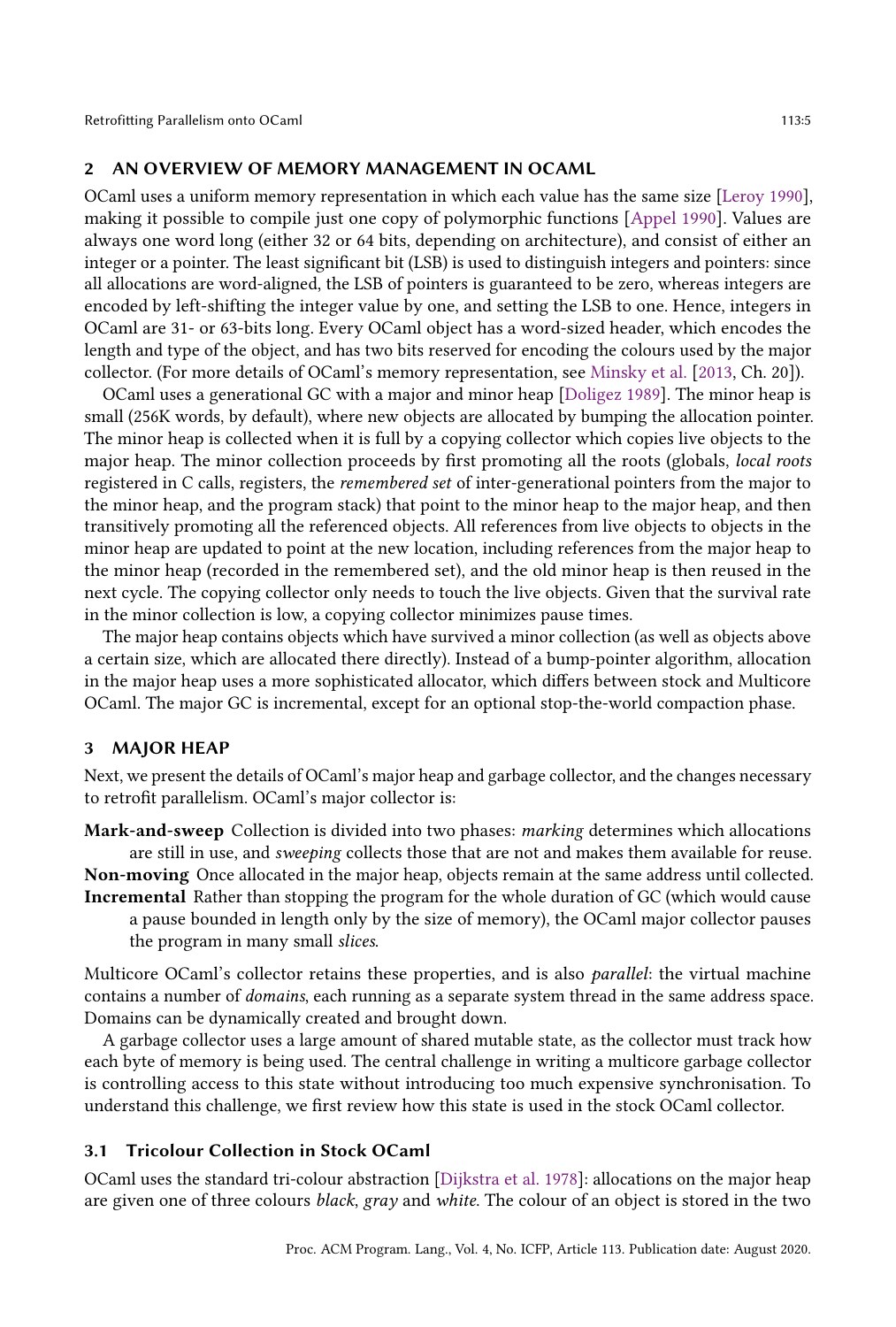## 2 AN OVERVIEW OF MEMORY MANAGEMENT IN OCAML

OCaml uses a uniform memory representation in which each value has the same size [Leroy 1990], making it possible to compile just one copy of polymorphic functions [Appel 1990]. Values are always one word long (either 32 or 64 bits, depending on architecture), and consist of either an integer or a pointer. The least significant bit (LSB) is used to distinguish integers and pointers: since all allocations are word-aligned, the LSB of pointers is guaranteed to be zero, whereas integers are encoded by left-shifting the integer value by one, and setting the LSB to one. Hence, integers in OCaml are 31- or 63-bits long. Every OCaml object has a word-sized header, which encodes the length and type of the object, and has two bits reserved for encoding the colours used by the major collector. (For more details of OCaml's memory representation, see Minsky et al. [2013, Ch. 20]).

OCaml uses a generational GC with a major and minor heap [Doligez 1989]. The minor heap is small (256K words, by default), where new objects are allocated by bumping the allocation pointer. The minor heap is collected when it is full by a copying collector which copies live objects to the major heap. The minor collection proceeds by first promoting all the roots (globals, *local roots* registered in C calls, registers, the *remembered set* of inter-generational pointers from the major to the minor heap, and the program stack) that point to the minor heap to the major heap, and then transitively promoting all the referenced objects. All references from live objects to objects in the minor heap are updated to point at the new location, including references from the major heap to the minor heap (recorded in the remembered set), and the old minor heap is then reused in the next cycle. The copying collector only needs to touch the live objects. Given that the survival rate in the minor collection is low, a copying collector minimizes pause times.

The major heap contains objects which have survived a minor collection (as well as objects above a certain size, which are allocated there directly). Instead of a bump-pointer algorithm, allocation in the major heap uses a more sophisticated allocator, which differs between stock and Multicore OCaml. The major GC is incremental, except for an optional stop-the-world compaction phase.

## 3 MAJOR HEAP

Next, we present the details of OCaml's major heap and garbage collector, and the changes necessary to retrofit parallelism. OCaml's major collector is:

**Mark-and-sweep** Collection is divided into two phases: *marking* determines which allocations are still in use, and *sweeping* collects those that are not and makes them available for reuse.

**Non-moving** Once allocated in the major heap, objects remain at the same address until collected.

**Incremental** Rather than stopping the program for the whole duration of GC (which would cause a pause bounded in length only by the size of memory), the OCaml major collector pauses the program in many small *slices*.

Multicore OCaml's collector retains these properties, and is also *parallel*: the virtual machine contains a number of *domains*, each running as a separate system thread in the same address space. Domains can be dynamically created and brought down.

A garbage collector uses a large amount of shared mutable state, as the collector must track how each byte of memory is being used. The central challenge in writing a multicore garbage collector is controlling access to this state without introducing too much expensive synchronisation. To understand this challenge, we first review how this state is used in the stock OCaml collector.

### 3.1 Tricolour Collection in Stock OCaml

OCaml uses the standard tri-colour abstraction [Dijkstra et al. 1978]: allocations on the major heap are given one of three colours *black*, *gray* and *white*. The colour of an object is stored in the two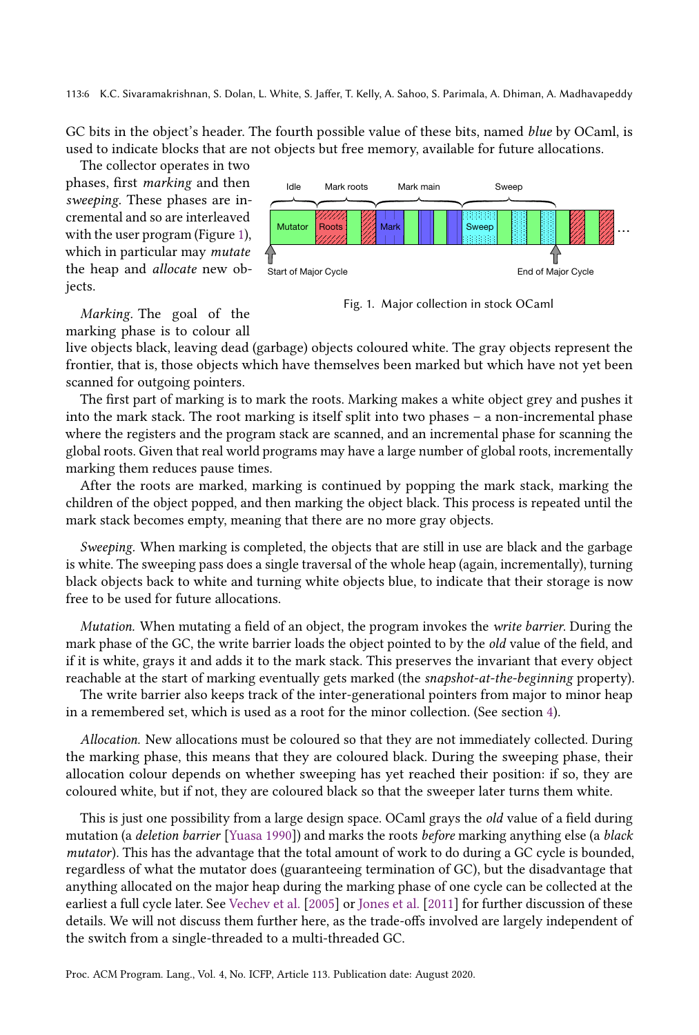GC bits in the object's header. The fourth possible value of these bits, named *blue* by OCaml, is used to indicate blocks that are not objects but free memory, available for future allocations.

The collector operates in two phases, first *marking* and then *sweeping*. These phases are incremental and so are interleaved with the user program (Figure 1), which in particular may *mutate* the heap and *allocate* new objects.

Fig. 1. Major collection in stock OCaml

*Marking.* The goal of the marking phase is to colour all live objects black, leaving dead (garbage) objects coloured white. The gray objects represent the frontier, that is, those objects which have themselves been marked but which have not yet been scanned for outgoing pointers.

The first part of marking is to mark the roots. Marking makes a white object grey and pushes it into the mark stack. The root marking is itself split into two phases – a non-incremental phase where the registers and the program stack are scanned, and an incremental phase for scanning the global roots. Given that real world programs may have a large number of global roots, incrementally marking them reduces pause times.

After the roots are marked, marking is continued by popping the mark stack, marking the children of the object popped, and then marking the object black. This process is repeated until the mark stack becomes empty, meaning that there are no more gray objects.

*Sweeping.* When marking is completed, the objects that are still in use are black and the garbage is white. The sweeping pass does a single traversal of the whole heap (again, incrementally), turning black objects back to white and turning white objects blue, to indicate that their storage is now free to be used for future allocations.

*Mutation.* When mutating a field of an object, the program invokes the *write barrier*. During the mark phase of the GC, the write barrier loads the object pointed to by the *old* value of the field, and if it is white, grays it and adds it to the mark stack. This preserves the invariant that every object reachable at the start of marking eventually gets marked (the *snapshot-at-the-beginning* property).

The write barrier also keeps track of the inter-generational pointers from major to minor heap in a remembered set, which is used as a root for the minor collection. (See section 4).

*Allocation.* New allocations must be coloured so that they are not immediately collected. During the marking phase, this means that they are coloured black. During the sweeping phase, their allocation colour depends on whether sweeping has yet reached their position: if so, they are coloured white, but if not, they are coloured black so that the sweeper later turns them white.

This is just one possibility from a large design space. OCaml grays the *old* value of a field during mutation (a *deletion barrier* [Yuasa 1990]) and marks the roots *before* marking anything else (a *black mutator*). This has the advantage that the total amount of work to do during a GC cycle is bounded, regardless of what the mutator does (guaranteeing termination of GC), but the disadvantage that anything allocated on the major heap during the marking phase of one cycle can be collected at the earliest a full cycle later. See Vechev et al. [2005] or Jones et al. [2011] for further discussion of these details. We will not discuss them further here, as the trade-offs involved are largely independent of the switch from a single-threaded to a multi-threaded GC.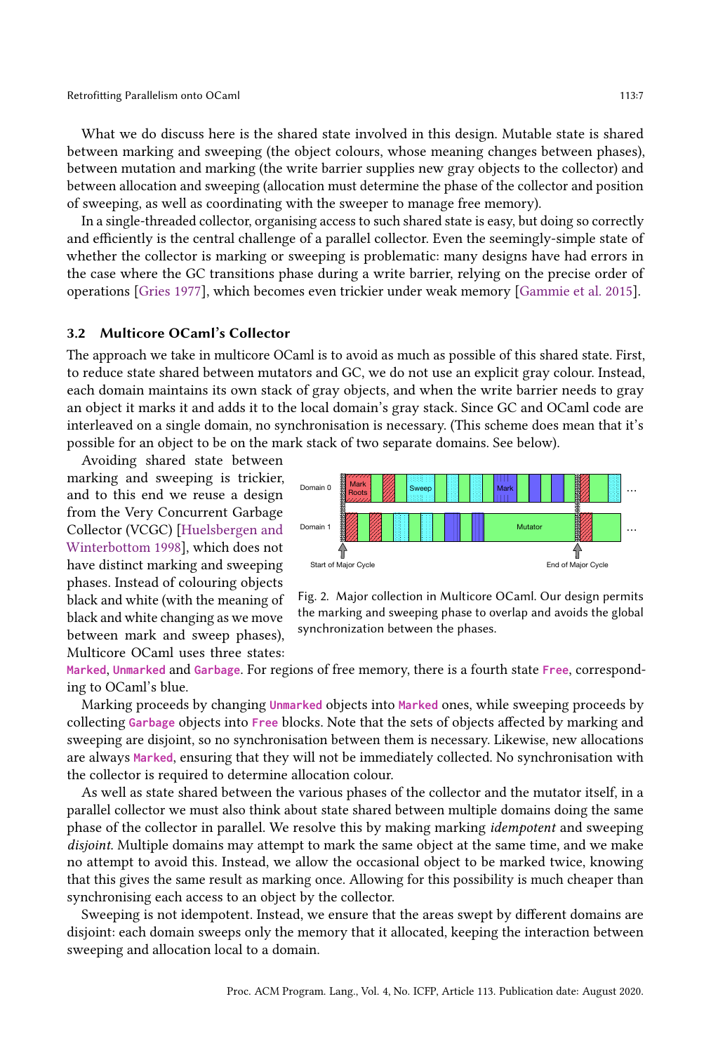What we do discuss here is the shared state involved in this design. Mutable state is shared between marking and sweeping (the object colours, whose meaning changes between phases), between mutation and marking (the write barrier supplies new gray objects to the collector) and between allocation and sweeping (allocation must determine the phase of the collector and position of sweeping, as well as coordinating with the sweeper to manage free memory).

In a single-threaded collector, organising access to such shared state is easy, but doing so correctly and efficiently is the central challenge of a parallel collector. Even the seemingly-simple state of whether the collector is marking or sweeping is problematic: many designs have had errors in the case where the GC transitions phase during a write barrier, relying on the precise order of operations [Gries 1977], which becomes even trickier under weak memory [Gammie et al. 2015].

### 3.2 Multicore OCaml's Collector

The approach we take in multicore OCaml is to avoid as much as possible of this shared state. First, to reduce state shared between mutators and GC, we do not use an explicit gray colour. Instead, each domain maintains its own stack of gray objects, and when the write barrier needs to gray an object it marks it and adds it to the local domain's gray stack. Since GC and OCaml code are interleaved on a single domain, no synchronisation is necessary. (This scheme does mean that it's possible for an object to be on the mark stack of two separate domains. See below).

Avoiding shared state between marking and sweeping is trickier, and to this end we reuse a design from the Very Concurrent Garbage Collector (VCGC) [Huelsbergen and Winterbottom 1998], which does not have distinct marking and sweeping phases. Instead of colouring objects black and white (with the meaning of black and white changing as we move between mark and sweep phases), Multicore OCaml uses three states: `Marked`, `Unmarked` and `Garbage`. For regions of free memory, there is a fourth state `Free`, corresponding to OCaml's blue.

Fig. 2. Major collection in Multicore OCaml. Our design permits the marking and sweeping phase to overlap and avoids the global synchronization between the phases.

Marking proceeds by changing `Unmarked` objects into `Marked` ones, while sweeping proceeds by collecting `Garbage` objects into `Free` blocks. Note that the sets of objects affected by marking and sweeping are disjoint, so no synchronisation between them is necessary. Likewise, new allocations are always `Marked`, ensuring that they will not be immediately collected. No synchronisation with the collector is required to determine allocation colour.

As well as state shared between the various phases of the collector and the mutator itself, in a parallel collector we must also think about state shared between multiple domains doing the same phase of the collector in parallel. We resolve this by making marking *idempotent* and sweeping *disjoint*. Multiple domains may attempt to mark the same object at the same time, and we make no attempt to avoid this. Instead, we allow the occasional object to be marked twice, knowing that this gives the same result as marking once. Allowing for this possibility is much cheaper than synchronising each access to an object by the collector.

Sweeping is not idempotent. Instead, we ensure that the areas swept by different domains are disjoint: each domain sweeps only the memory that it allocated, keeping the interaction between sweeping and allocation local to a domain.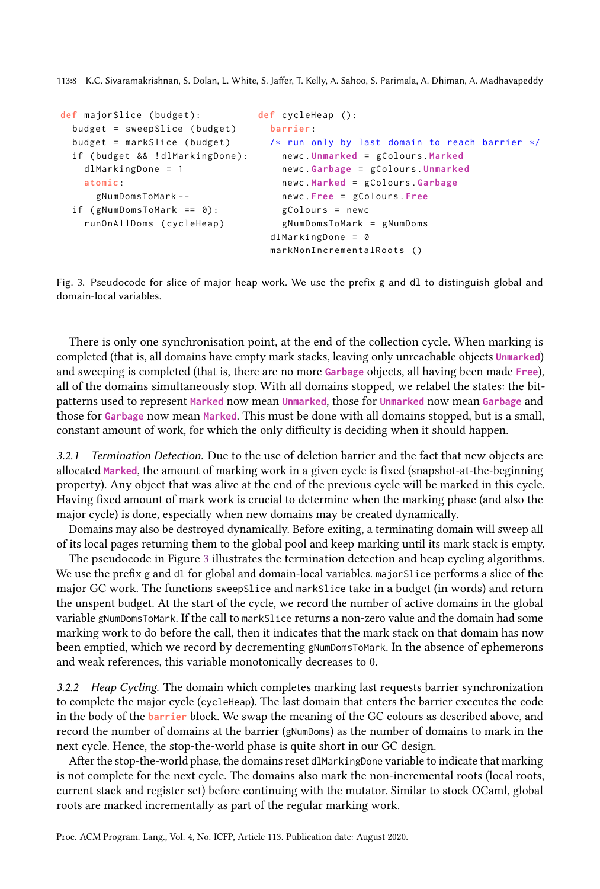```
def majorSlice (budget):
  budget = sweepSlice (budget)
  budget = markSlice (budget)
  if (budget && !dlMarkingDone):
    dlMarkingDone = 1
    atomic:
      gNumDomsToMark--
  if (gNumDomsToMark == 0):
    runOnAllDoms (cycleHeap)
```

```
def cycleHeap ():
  barrier:
  /* run only by last domain to reach barrier */
    newc.Unmarked = gColours.Marked
    newc.Garbage = gColours.Unmarked
    newc.Marked = gColours.Garbage
    newc.Free = gColours.Free
    gColours = newc
    gNumDomsToMark = gNumDoms
  dlMarkingDone = 0
  markNonIncrementalRoots ()
```

Fig. 3. Pseudocode for slice of major heap work. We use the prefix g and dl to distinguish global and domain-local variables.

There is only one synchronisation point, at the end of the collection cycle. When marking is completed (that is, all domains have empty mark stacks, leaving only unreachable objects **Unmarked**) and sweeping is completed (that is, there are no more **Garbage** objects, all having been made **Free**), all of the domains simultaneously stop. With all domains stopped, we relabel the states: the bit-patterns used to represent **Marked** now mean **Unmarked**, those for **Unmarked** now mean **Garbage** and those for **Garbage** now mean **Marked**. This must be done with all domains stopped, but is a small, constant amount of work, for which the only difficulty is deciding when it should happen.

*3.2.1 Termination Detection.* Due to the use of deletion barrier and the fact that new objects are allocated **Marked**, the amount of marking work in a given cycle is fixed (snapshot-at-the-beginning property). Any object that was alive at the end of the previous cycle will be marked in this cycle. Having fixed amount of mark work is crucial to determine when the marking phase (and also the major cycle) is done, especially when new domains may be created dynamically.

Domains may also be destroyed dynamically. Before exiting, a terminating domain will sweep all of its local pages returning them to the global pool and keep marking until its mark stack is empty.

The pseudocode in Figure 3 illustrates the termination detection and heap cycling algorithms. We use the prefix `g` and `dl` for global and domain-local variables. `majorSlice` performs a slice of the major GC work. The functions `sweepSlice` and `markSlice` take in a budget (in words) and return the unspent budget. At the start of the cycle, we record the number of active domains in the global variable `gNumDomsToMark`. If the call to `markSlice` returns a non-zero value and the domain had some marking work to do before the call, then it indicates that the mark stack on that domain has now been emptied, which we record by decrementing `gNumDomsToMark`. In the absence of ephemerons and weak references, this variable monotonically decreases to 0.

*3.2.2 Heap Cycling.* The domain which completes marking last requests barrier synchronization to complete the major cycle (`cycleHeap`). The last domain that enters the barrier executes the code in the body of the **barrier** block. We swap the meaning of the GC colours as described above, and record the number of domains at the barrier (`gNumDoms`) as the number of domains to mark in the next cycle. Hence, the stop-the-world phase is quite short in our GC design.

After the stop-the-world phase, the domains reset `dlMarkingDone` variable to indicate that marking is not complete for the next cycle. The domains also mark the non-incremental roots (local roots, current stack and register set) before continuing with the mutator. Similar to stock OCaml, global roots are marked incrementally as part of the regular marking work.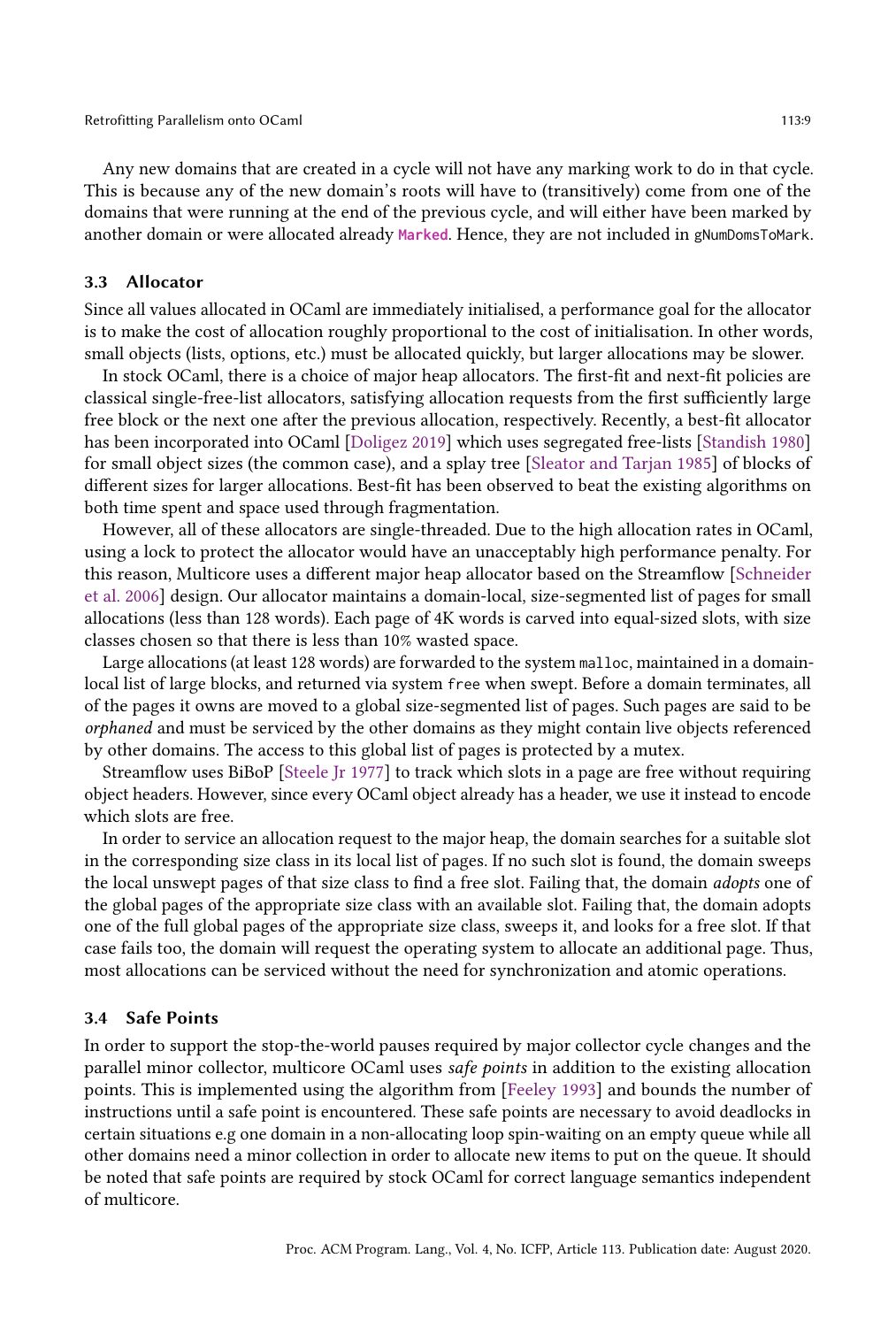Any new domains that are created in a cycle will not have any marking work to do in that cycle. This is because any of the new domain's roots will have to (transitively) come from one of the domains that were running at the end of the previous cycle, and will either have been marked by another domain or were allocated already **`Marked`**. Hence, they are not included in `gNumDomsToMark`.

### 3.3 Allocator

Since all values allocated in OCaml are immediately initialised, a performance goal for the allocator is to make the cost of allocation roughly proportional to the cost of initialisation. In other words, small objects (lists, options, etc.) must be allocated quickly, but larger allocations may be slower.

In stock OCaml, there is a choice of major heap allocators. The first-fit and next-fit policies are classical single-free-list allocators, satisfying allocation requests from the first sufficiently large free block or the next one after the previous allocation, respectively. Recently, a best-fit allocator has been incorporated into OCaml [Doligez 2019] which uses segregated free-lists [Standish 1980] for small object sizes (the common case), and a splay tree [Sleator and Tarjan 1985] of blocks of different sizes for larger allocations. Best-fit has been observed to beat the existing algorithms on both time spent and space used through fragmentation.

However, all of these allocators are single-threaded. Due to the high allocation rates in OCaml, using a lock to protect the allocator would have an unacceptably high performance penalty. For this reason, Multicore uses a different major heap allocator based on the Streamflow [Schneider et al. 2006] design. Our allocator maintains a domain-local, size-segmented list of pages for small allocations (less than 128 words). Each page of 4K words is carved into equal-sized slots, with size classes chosen so that there is less than 10% wasted space.

Large allocations (at least 128 words) are forwarded to the system `malloc`, maintained in a domain-local list of large blocks, and returned via system `free` when swept. Before a domain terminates, all of the pages it owns are moved to a global size-segmented list of pages. Such pages are said to be *orphaned* and must be serviced by the other domains as they might contain live objects referenced by other domains. The access to this global list of pages is protected by a mutex.

Streamflow uses BiBoP [Steele Jr 1977] to track which slots in a page are free without requiring object headers. However, since every OCaml object already has a header, we use it instead to encode which slots are free.

In order to service an allocation request to the major heap, the domain searches for a suitable slot in the corresponding size class in its local list of pages. If no such slot is found, the domain sweeps the local unswept pages of that size class to find a free slot. Failing that, the domain *adopts* one of the global pages of the appropriate size class with an available slot. Failing that, the domain adopts one of the full global pages of the appropriate size class, sweeps it, and looks for a free slot. If that case fails too, the domain will request the operating system to allocate an additional page. Thus, most allocations can be serviced without the need for synchronization and atomic operations.

### 3.4 Safe Points

In order to support the stop-the-world pauses required by major collector cycle changes and the parallel minor collector, multicore OCaml uses *safe points* in addition to the existing allocation points. This is implemented using the algorithm from [Feeley 1993] and bounds the number of instructions until a safe point is encountered. These safe points are necessary to avoid deadlocks in certain situations e.g one domain in a non-allocating loop spin-waiting on an empty queue while all other domains need a minor collection in order to allocate new items to put on the queue. It should be noted that safe points are required by stock OCaml for correct language semantics independent of multicore.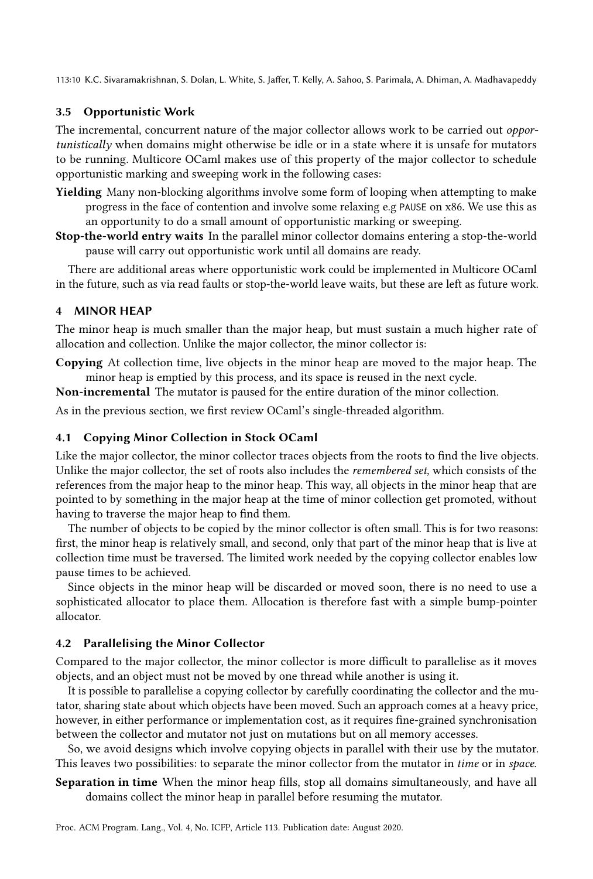### 3.5 Opportunistic Work

The incremental, concurrent nature of the major collector allows work to be carried out *opportunistically* when domains might otherwise be idle or in a state where it is unsafe for mutators to be running. Multicore OCaml makes use of this property of the major collector to schedule opportunistic marking and sweeping work in the following cases:

**Yielding** Many non-blocking algorithms involve some form of looping when attempting to make progress in the face of contention and involve some relaxing e.g PAUSE on x86. We use this as an opportunity to do a small amount of opportunistic marking or sweeping.

**Stop-the-world entry waits** In the parallel minor collector domains entering a stop-the-world pause will carry out opportunistic work until all domains are ready.

There are additional areas where opportunistic work could be implemented in Multicore OCaml in the future, such as via read faults or stop-the-world leave waits, but these are left as future work.

## 4 MINOR HEAP

The minor heap is much smaller than the major heap, but must sustain a much higher rate of allocation and collection. Unlike the major collector, the minor collector is:

**Copying** At collection time, live objects in the minor heap are moved to the major heap. The minor heap is emptied by this process, and its space is reused in the next cycle.

**Non-incremental** The mutator is paused for the entire duration of the minor collection.

As in the previous section, we first review OCaml's single-threaded algorithm.

### 4.1 Copying Minor Collection in Stock OCaml

Like the major collector, the minor collector traces objects from the roots to find the live objects. Unlike the major collector, the set of roots also includes the *remembered set*, which consists of the references from the major heap to the minor heap. This way, all objects in the minor heap that are pointed to by something in the major heap at the time of minor collection get promoted, without having to traverse the major heap to find them.

The number of objects to be copied by the minor collector is often small. This is for two reasons: first, the minor heap is relatively small, and second, only that part of the minor heap that is live at collection time must be traversed. The limited work needed by the copying collector enables low pause times to be achieved.

Since objects in the minor heap will be discarded or moved soon, there is no need to use a sophisticated allocator to place them. Allocation is therefore fast with a simple bump-pointer allocator.

### 4.2 Parallelising the Minor Collector

Compared to the major collector, the minor collector is more difficult to parallelise as it moves objects, and an object must not be moved by one thread while another is using it.

It is possible to parallelise a copying collector by carefully coordinating the collector and the mutator, sharing state about which objects have been moved. Such an approach comes at a heavy price, however, in either performance or implementation cost, as it requires fine-grained synchronisation between the collector and mutator not just on mutations but on all memory accesses.

So, we avoid designs which involve copying objects in parallel with their use by the mutator. This leaves two possibilities: to separate the minor collector from the mutator in *time* or in *space*.

**Separation in time** When the minor heap fills, stop all domains simultaneously, and have all domains collect the minor heap in parallel before resuming the mutator.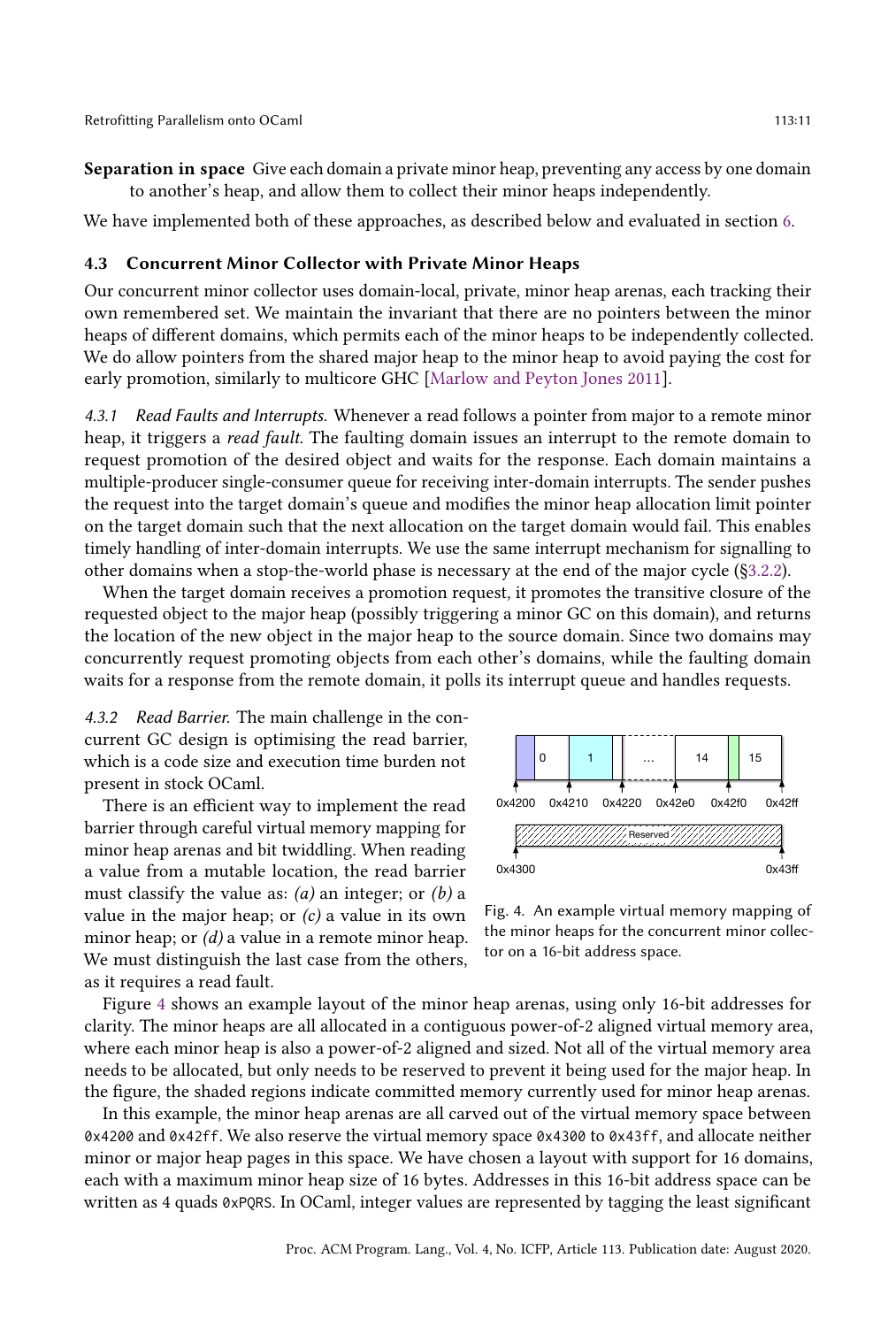**Separation in space** Give each domain a private minor heap, preventing any access by one domain to another's heap, and allow them to collect their minor heaps independently.

We have implemented both of these approaches, as described below and evaluated in section 6.

### 4.3 Concurrent Minor Collector with Private Minor Heaps

Our concurrent minor collector uses domain-local, private, minor heap arenas, each tracking their own remembered set. We maintain the invariant that there are no pointers between the minor heaps of different domains, which permits each of the minor heaps to be independently collected. We do allow pointers from the shared major heap to the minor heap to avoid paying the cost for early promotion, similarly to multicore GHC [Marlow and Peyton Jones 2011].

*4.3.1 Read Faults and Interrupts.* Whenever a read follows a pointer from major to a remote minor heap, it triggers a *read fault*. The faulting domain issues an interrupt to the remote domain to request promotion of the desired object and waits for the response. Each domain maintains a multiple-producer single-consumer queue for receiving inter-domain interrupts. The sender pushes the request into the target domain's queue and modifies the minor heap allocation limit pointer on the target domain such that the next allocation on the target domain would fail. This enables timely handling of inter-domain interrupts. We use the same interrupt mechanism for signalling to other domains when a stop-the-world phase is necessary at the end of the major cycle (§3.2.2).

When the target domain receives a promotion request, it promotes the transitive closure of the requested object to the major heap (possibly triggering a minor GC on this domain), and returns the location of the new object in the major heap to the source domain. Since two domains may concurrently request promoting objects from each other's domains, while the faulting domain waits for a response from the remote domain, it polls its interrupt queue and handles requests.

*4.3.2 Read Barrier.* The main challenge in the concurrent GC design is optimising the read barrier, which is a code size and execution time burden not present in stock OCaml.

There is an efficient way to implement the read barrier through careful virtual memory mapping for minor heap arenas and bit twiddling. When reading a value from a mutable location, the read barrier must classify the value as: *(a)* an integer; or *(b)* a value in the major heap; or *(c)* a value in its own minor heap; or *(d)* a value in a remote minor heap. We must distinguish the last case from the others, as it requires a read fault.

Fig. 4. An example virtual memory mapping of the minor heaps for the concurrent minor collector on a 16-bit address space.

Figure 4 shows an example layout of the minor heap arenas, using only 16-bit addresses for clarity. The minor heaps are all allocated in a contiguous power-of-2 aligned virtual memory area, where each minor heap is also a power-of-2 aligned and sized. Not all of the virtual memory area needs to be allocated, but only needs to be reserved to prevent it being used for the major heap. In the figure, the shaded regions indicate committed memory currently used for minor heap arenas.

In this example, the minor heap arenas are all carved out of the virtual memory space between `0x4200` and `0x42ff`. We also reserve the virtual memory space `0x4300` to `0x43ff`, and allocate neither minor or major heap pages in this space. We have chosen a layout with support for 16 domains, each with a maximum minor heap size of 16 bytes. Addresses in this 16-bit address space can be written as 4 quads `0xPQRS`. In OCaml, integer values are represented by tagging the least significant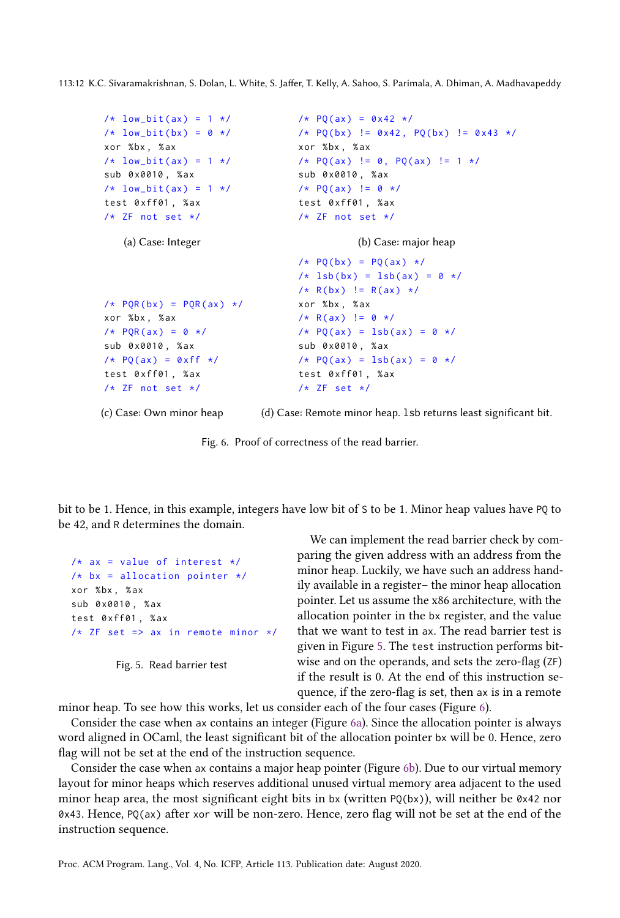```
/* low_bit(ax) = 1 */
/* low_bit(bx) = 0 */
xor %bx, %ax
/* low_bit(ax) = 1 */
sub 0x0010, %ax
/* low_bit(ax) = 1 */
test 0xff01, %ax
/* ZF not set */
```

(a) Case: Integer

```
/* PQ(ax) = 0x42 */
/* PQ(bx) != 0x42, PQ(bx) != 0x43 */
xor %bx, %ax
/* PQ(ax) != 0, PQ(ax) != 1 */
sub 0x0010, %ax
/* PQ(ax) != 0 */
test 0xff01, %ax
/* ZF not set */
```

(b) Case: major heap

```
/* PQR(bx) = PQR(ax) */
xor %bx, %ax
/* PQR(ax) = 0 */
sub 0x0010, %ax
/* PQ(ax) = 0xff */
test 0xff01, %ax
/* ZF not set */
```

(c) Case: Own minor heap

```
/* PQ(bx) = PQ(ax) */
/* lsb(bx) = lsb(ax) = 0 */
/* R(bx) != R(ax) */
xor %bx, %ax
/* R(ax) != 0 */
/* PQ(ax) = lsb(ax) = 0 */
sub 0x0010, %ax
/* PQ(ax) = lsb(ax) = 0 */
test 0xff01, %ax
/* ZF set */
```

(d) Case: Remote minor heap. lsb returns least significant bit.

Fig. 6. Proof of correctness of the read barrier.

bit to be 1. Hence, in this example, integers have low bit of S to be 1. Minor heap values have PQ to be 42, and R determines the domain.

```
/* ax = value of interest */
/* bx = allocation pointer */
xor %bx, %ax
sub 0x0010, %ax
test 0xff01, %ax
/* ZF set => ax in remote minor */
```

Fig. 5. Read barrier test

We can implement the read barrier check by comparing the given address with an address from the minor heap. Luckily, we have such an address handily available in a register– the minor heap allocation pointer. Let us assume the x86 architecture, with the allocation pointer in the bx register, and the value that we want to test in ax. The read barrier test is given in Figure 5. The test instruction performs bitwise and on the operands, and sets the zero-flag (ZF) if the result is 0. At the end of this instruction sequence, if the zero-flag is set, then ax is in a remote minor heap. To see how this works, let us consider each of the four cases (Figure 6).

Consider the case when ax contains an integer (Figure 6a). Since the allocation pointer is always word aligned in OCaml, the least significant bit of the allocation pointer bx will be 0. Hence, zero flag will not be set at the end of the instruction sequence.

Consider the case when ax contains a major heap pointer (Figure 6b). Due to our virtual memory layout for minor heaps which reserves additional unused virtual memory area adjacent to the used minor heap area, the most significant eight bits in bx (written PQ(bx)), will neither be 0x42 nor 0x43. Hence, PQ(ax) after xor will be non-zero. Hence, zero flag will not be set at the end of the instruction sequence.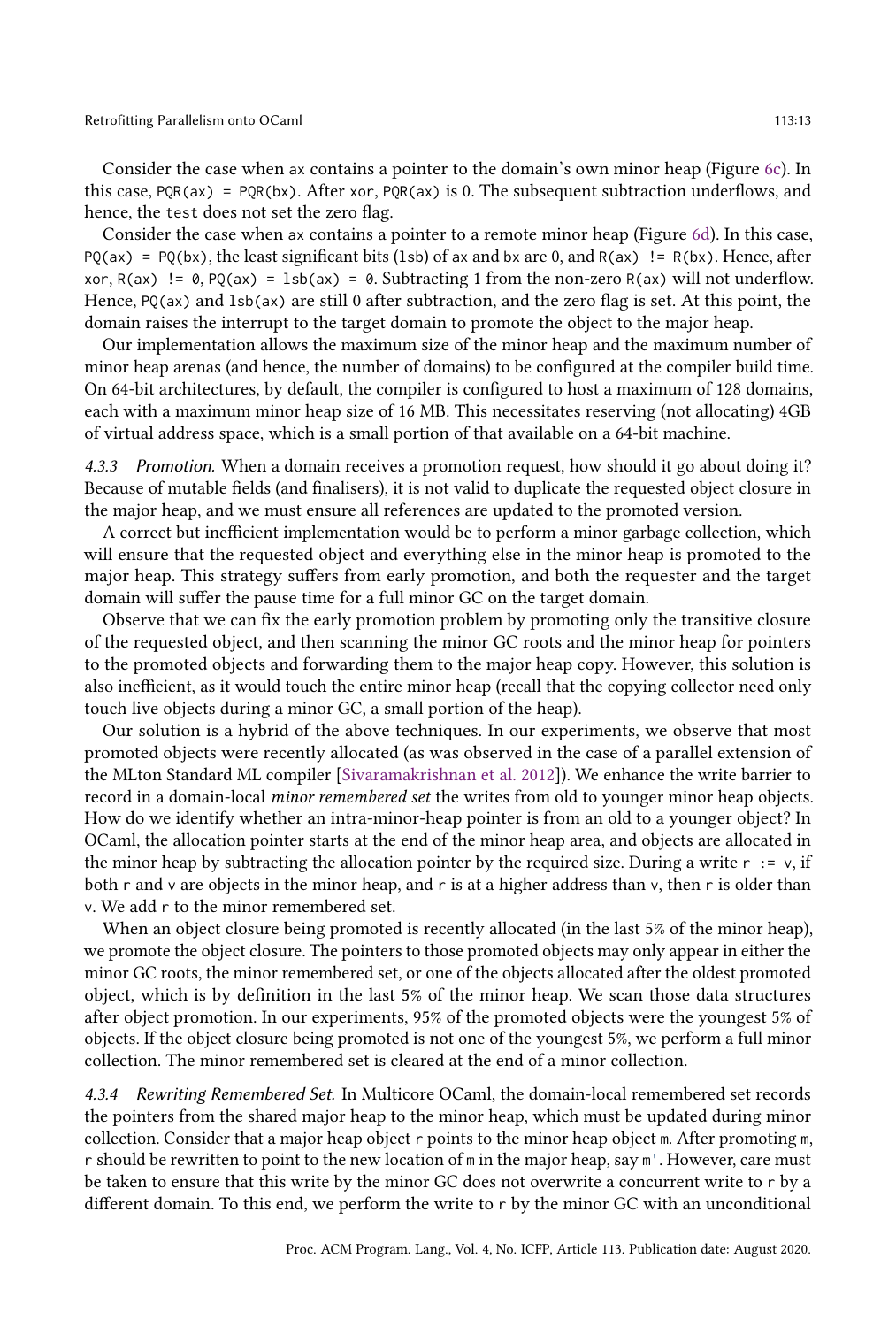Consider the case when `ax` contains a pointer to the domain's own minor heap (Figure 6c). In this case, `PQR(ax) = PQR(bx)`. After `xor`, `PQR(ax)` is 0. The subsequent subtraction underflows, and hence, the `test` does not set the zero flag.

Consider the case when `ax` contains a pointer to a remote minor heap (Figure 6d). In this case, `PQ(ax) = PQ(bx)`, the least significant bits (`lsb`) of `ax` and `bx` are 0, and `R(ax) != R(bx)`. Hence, after `xor`, `R(ax) != 0`, `PQ(ax) = lsb(ax) = 0`. Subtracting 1 from the non-zero `R(ax)` will not underflow. Hence, `PQ(ax)` and `lsb(ax)` are still 0 after subtraction, and the zero flag is set. At this point, the domain raises the interrupt to the target domain to promote the object to the major heap.

Our implementation allows the maximum size of the minor heap and the maximum number of minor heap arenas (and hence, the number of domains) to be configured at the compiler build time. On 64-bit architectures, by default, the compiler is configured to host a maximum of 128 domains, each with a maximum minor heap size of 16 MB. This necessitates reserving (not allocating) 4GB of virtual address space, which is a small portion of that available on a 64-bit machine.

#### 4.3.3 *Promotion.*

When a domain receives a promotion request, how should it go about doing it? Because of mutable fields (and finalisers), it is not valid to duplicate the requested object closure in the major heap, and we must ensure all references are updated to the promoted version.

A correct but inefficient implementation would be to perform a minor garbage collection, which will ensure that the requested object and everything else in the minor heap is promoted to the major heap. This strategy suffers from early promotion, and both the requester and the target domain will suffer the pause time for a full minor GC on the target domain.

Observe that we can fix the early promotion problem by promoting only the transitive closure of the requested object, and then scanning the minor GC roots and the minor heap for pointers to the promoted objects and forwarding them to the major heap copy. However, this solution is also inefficient, as it would touch the entire minor heap (recall that the copying collector need only touch live objects during a minor GC, a small portion of the heap).

Our solution is a hybrid of the above techniques. In our experiments, we observe that most promoted objects were recently allocated (as was observed in the case of a parallel extension of the MLton Standard ML compiler [Sivaramakrishnan et al. 2012]). We enhance the write barrier to record in a domain-local *minor remembered set* the writes from old to younger minor heap objects. How do we identify whether an intra-minor-heap pointer is from an old to a younger object? In OCaml, the allocation pointer starts at the end of the minor heap area, and objects are allocated in the minor heap by subtracting the allocation pointer by the required size. During a write `r := v`, if both `r` and `v` are objects in the minor heap, and `r` is at a higher address than `v`, then `r` is older than `v`. We add `r` to the minor remembered set.

When an object closure being promoted is recently allocated (in the last 5% of the minor heap), we promote the object closure. The pointers to those promoted objects may only appear in either the minor GC roots, the minor remembered set, or one of the objects allocated after the oldest promoted object, which is by definition in the last 5% of the minor heap. We scan those data structures after object promotion. In our experiments, 95% of the promoted objects were the youngest 5% of objects. If the object closure being promoted is not one of the youngest 5%, we perform a full minor collection. The minor remembered set is cleared at the end of a minor collection.

#### 4.3.4 *Rewriting Remembered Set.*

In Multicore OCaml, the domain-local remembered set records the pointers from the shared major heap to the minor heap, which must be updated during minor collection. Consider that a major heap object `r` points to the minor heap object `m`. After promoting `m`, `r` should be rewritten to point to the new location of `m` in the major heap, say `m'`. However, care must be taken to ensure that this write by the minor GC does not overwrite a concurrent write to `r` by a different domain. To this end, we perform the write to `r` by the minor GC with an unconditional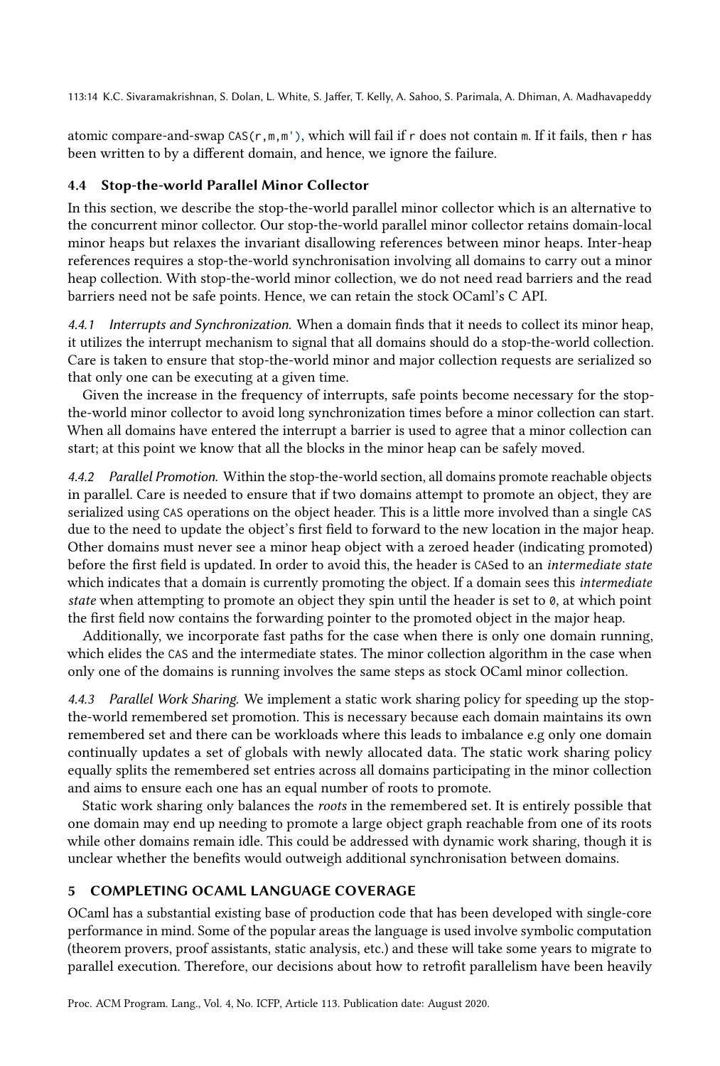atomic compare-and-swap `CAS(r,m,m')`, which will fail if `r` does not contain `m`. If it fails, then `r` has been written to by a different domain, and hence, we ignore the failure.

### 4.4 Stop-the-world Parallel Minor Collector

In this section, we describe the stop-the-world parallel minor collector which is an alternative to the concurrent minor collector. Our stop-the-world parallel minor collector retains domain-local minor heaps but relaxes the invariant disallowing references between minor heaps. Inter-heap references requires a stop-the-world synchronisation involving all domains to carry out a minor heap collection. With stop-the-world minor collection, we do not need read barriers and the read barriers need not be safe points. Hence, we can retain the stock OCaml's C API.

*4.4.1 Interrupts and Synchronization.* When a domain finds that it needs to collect its minor heap, it utilizes the interrupt mechanism to signal that all domains should do a stop-the-world collection. Care is taken to ensure that stop-the-world minor and major collection requests are serialized so that only one can be executing at a given time.

Given the increase in the frequency of interrupts, safe points become necessary for the stop-the-world minor collector to avoid long synchronization times before a minor collection can start. When all domains have entered the interrupt a barrier is used to agree that a minor collection can start; at this point we know that all the blocks in the minor heap can be safely moved.

*4.4.2 Parallel Promotion.* Within the stop-the-world section, all domains promote reachable objects in parallel. Care is needed to ensure that if two domains attempt to promote an object, they are serialized using `CAS` operations on the object header. This is a little more involved than a single `CAS` due to the need to update the object's first field to forward to the new location in the major heap. Other domains must never see a minor heap object with a zeroed header (indicating promoted) before the first field is updated. In order to avoid this, the header is `CAS`ed to an *intermediate state* which indicates that a domain is currently promoting the object. If a domain sees this *intermediate state* when attempting to promote an object they spin until the header is set to `0`, at which point the first field now contains the forwarding pointer to the promoted object in the major heap.

Additionally, we incorporate fast paths for the case when there is only one domain running, which elides the `CAS` and the intermediate states. The minor collection algorithm in the case when only one of the domains is running involves the same steps as stock OCaml minor collection.

*4.4.3 Parallel Work Sharing.* We implement a static work sharing policy for speeding up the stop-the-world remembered set promotion. This is necessary because each domain maintains its own remembered set and there can be workloads where this leads to imbalance e.g only one domain continually updates a set of globals with newly allocated data. The static work sharing policy equally splits the remembered set entries across all domains participating in the minor collection and aims to ensure each one has an equal number of roots to promote.

Static work sharing only balances the *roots* in the remembered set. It is entirely possible that one domain may end up needing to promote a large object graph reachable from one of its roots while other domains remain idle. This could be addressed with dynamic work sharing, though it is unclear whether the benefits would outweigh additional synchronisation between domains.

## 5 COMPLETING OCAML LANGUAGE COVERAGE

OCaml has a substantial existing base of production code that has been developed with single-core performance in mind. Some of the popular areas the language is used involve symbolic computation (theorem provers, proof assistants, static analysis, etc.) and these will take some years to migrate to parallel execution. Therefore, our decisions about how to retrofit parallelism have been heavily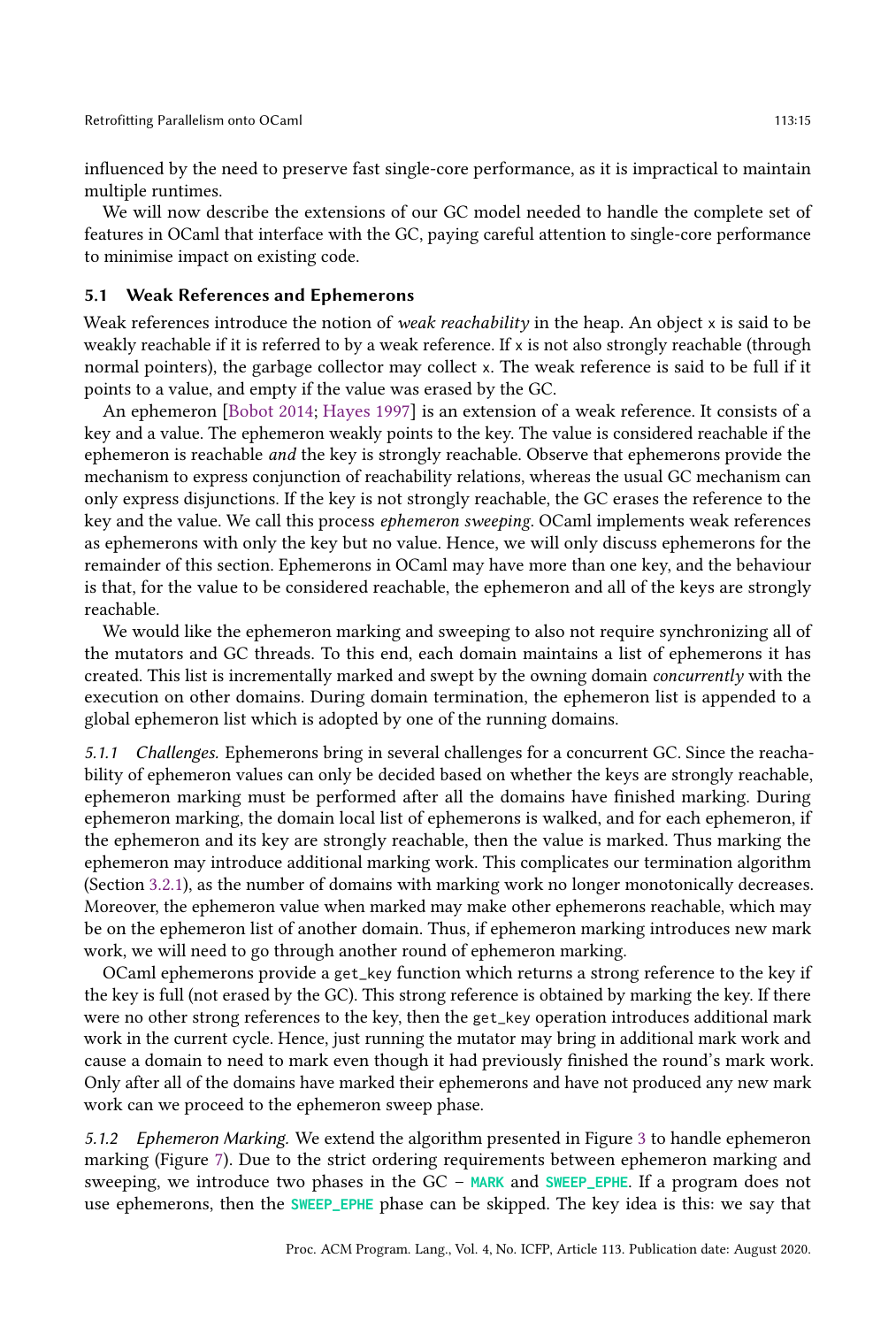influenced by the need to preserve fast single-core performance, as it is impractical to maintain multiple runtimes.

We will now describe the extensions of our GC model needed to handle the complete set of features in OCaml that interface with the GC, paying careful attention to single-core performance to minimise impact on existing code.

### 5.1 Weak References and Ephemerons

Weak references introduce the notion of *weak reachability* in the heap. An object x is said to be weakly reachable if it is referred to by a weak reference. If x is not also strongly reachable (through normal pointers), the garbage collector may collect x. The weak reference is said to be full if it points to a value, and empty if the value was erased by the GC.

An ephemeron [Bobot 2014; Hayes 1997] is an extension of a weak reference. It consists of a key and a value. The ephemeron weakly points to the key. The value is considered reachable if the ephemeron is reachable *and* the key is strongly reachable. Observe that ephemerons provide the mechanism to express conjunction of reachability relations, whereas the usual GC mechanism can only express disjunctions. If the key is not strongly reachable, the GC erases the reference to the key and the value. We call this process *ephemeron sweeping*. OCaml implements weak references as ephemerons with only the key but no value. Hence, we will only discuss ephemerons for the remainder of this section. Ephemerons in OCaml may have more than one key, and the behaviour is that, for the value to be considered reachable, the ephemeron and all of the keys are strongly reachable.

We would like the ephemeron marking and sweeping to also not require synchronizing all of the mutators and GC threads. To this end, each domain maintains a list of ephemerons it has created. This list is incrementally marked and swept by the owning domain *concurrently* with the execution on other domains. During domain termination, the ephemeron list is appended to a global ephemeron list which is adopted by one of the running domains.

#### 5.1.1 *Challenges.*

Ephemerons bring in several challenges for a concurrent GC. Since the reachability of ephemeron values can only be decided based on whether the keys are strongly reachable, ephemeron marking must be performed after all the domains have finished marking. During ephemeron marking, the domain local list of ephemerons is walked, and for each ephemeron, if the ephemeron and its key are strongly reachable, then the value is marked. Thus marking the ephemeron may introduce additional marking work. This complicates our termination algorithm (Section 3.2.1), as the number of domains with marking work no longer monotonically decreases. Moreover, the ephemeron value when marked may make other ephemerons reachable, which may be on the ephemeron list of another domain. Thus, if ephemeron marking introduces new mark work, we will need to go through another round of ephemeron marking.

OCaml ephemerons provide a get_key function which returns a strong reference to the key if the key is full (not erased by the GC). This strong reference is obtained by marking the key. If there were no other strong references to the key, then the get_key operation introduces additional mark work in the current cycle. Hence, just running the mutator may bring in additional mark work and cause a domain to need to mark even though it had previously finished the round's mark work. Only after all of the domains have marked their ephemerons and have not produced any new mark work can we proceed to the ephemeron sweep phase.

#### 5.1.2 *Ephemeron Marking.*

We extend the algorithm presented in Figure 3 to handle ephemeron marking (Figure 7). Due to the strict ordering requirements between ephemeron marking and sweeping, we introduce two phases in the GC – **MARK** and **SWEEP_EPHE**. If a program does not use ephemerons, then the **SWEEP_EPHE** phase can be skipped. The key idea is this: we say that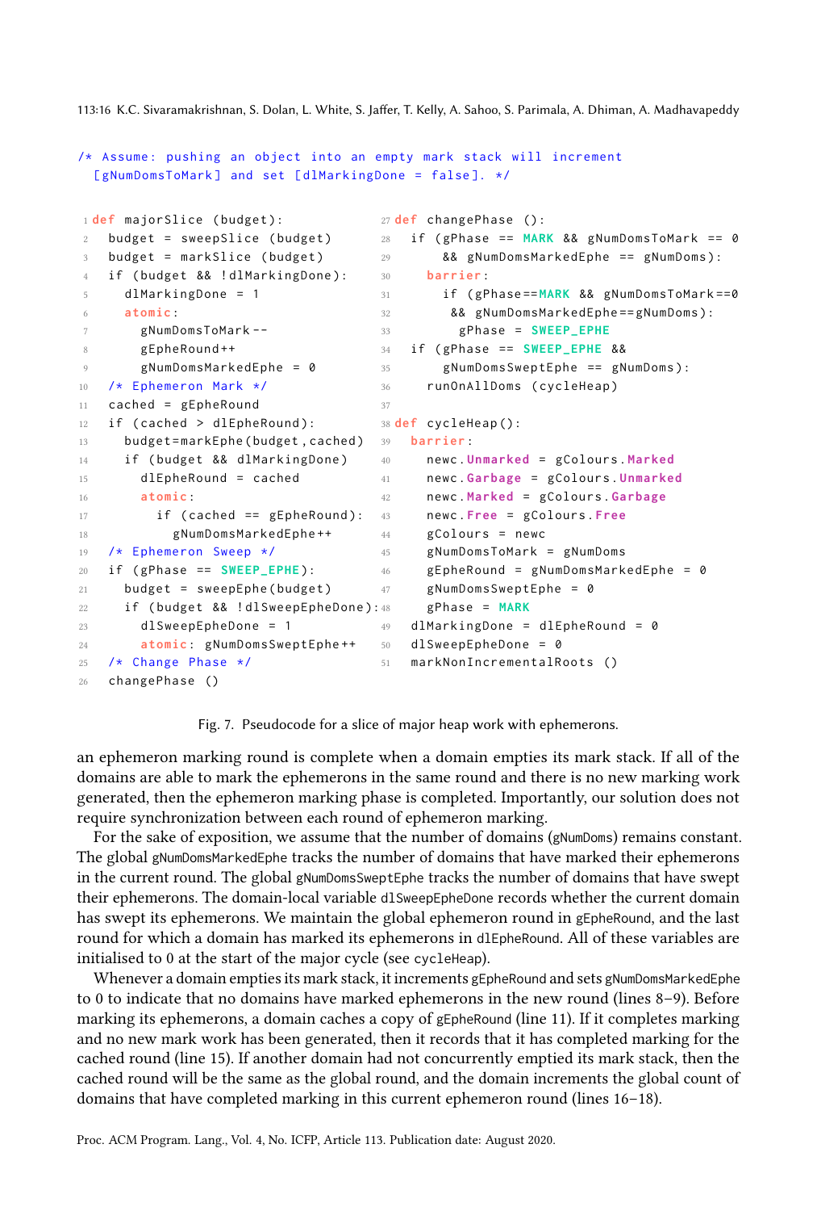```
/* Assume: pushing an object into an empty mark stack will increment
  [gNumDomsToMark] and set [dlMarkingDone = false]. */

 1 def majorSlice (budget):
 2   budget = sweepSlice (budget)
 3   budget = markSlice (budget)
 4   if (budget && !dlMarkingDone):
 5     dlMarkingDone = 1
 6     atomic:
 7       gNumDomsToMark--
 8       gEpheRound++
 9       gNumDomsMarkedEphe = 0
10   /* Ephemeron Mark */
11   cached = gEpheRound
12   if (cached > dlEpheRound):
13     budget=markEphe(budget,cached)
14     if (budget && dlMarkingDone)
15       dlEpheRound = cached
16       atomic:
17         if (cached == gEpheRound):
18           gNumDomsMarkedEphe++
19   /* Ephemeron Sweep */
20   if (gPhase == SWEEP_EPHE):
21     budget = sweepEphe(budget)
22     if (budget && !dlSweepEpheDone):
23       dlSweepEpheDone = 1
24       atomic: gNumDomsSweptEphe++
25   /* Change Phase */
26   changePhase ()

27 def changePhase ():
28   if (gPhase == MARK && gNumDomsToMark == 0
29       && gNumDomsMarkedEphe == gNumDoms):
30     barrier:
31       if (gPhase==MARK && gNumDomsToMark==0
32        && gNumDomsMarkedEphe==gNumDoms):
33         gPhase = SWEEP_EPHE
34   if (gPhase == SWEEP_EPHE &&
35       gNumDomsSweptEphe == gNumDoms):
36     runOnAllDoms (cycleHeap)
37
38 def cycleHeap():
39   barrier:
40     newc.Unmarked = gColours.Marked
41     newc.Garbage = gColours.Unmarked
42     newc.Marked = gColours.Garbage
43     newc.Free = gColours.Free
44     gColours = newc
45     gNumDomsToMark = gNumDoms
46     gEpheRound = gNumDomsMarkedEphe = 0
47     gNumDomsSweptEphe = 0
48     gPhase = MARK
49   dlMarkingDone = dlEpheRound = 0
50   dlSweepEpheDone = 0
51   markNonIncrementalRoots ()
```

Fig. 7. Pseudocode for a slice of major heap work with ephemerons.

an ephemeron marking round is complete when a domain empties its mark stack. If all of the domains are able to mark the ephemerons in the same round and there is no new marking work generated, then the ephemeron marking phase is completed. Importantly, our solution does not require synchronization between each round of ephemeron marking.

For the sake of exposition, we assume that the number of domains (`gNumDoms`) remains constant. The global `gNumDomsMarkedEphe` tracks the number of domains that have marked their ephemerons in the current round. The global `gNumDomsSweptEphe` tracks the number of domains that have swept their ephemerons. The domain-local variable `dlSweepEpheDone` records whether the current domain has swept its ephemerons. We maintain the global ephemeron round in `gEpheRound`, and the last round for which a domain has marked its ephemerons in `dlEpheRound`. All of these variables are initialised to 0 at the start of the major cycle (see `cycleHeap`).

Whenever a domain empties its mark stack, it increments `gEpheRound` and sets `gNumDomsMarkedEphe` to 0 to indicate that no domains have marked ephemerons in the new round (lines 8–9). Before marking its ephemerons, a domain caches a copy of `gEpheRound` (line 11). If it completes marking and no new mark work has been generated, then it records that it has completed marking for the cached round (line 15). If another domain had not concurrently emptied its mark stack, then the cached round will be the same as the global round, and the domain increments the global count of domains that have completed marking in this current ephemeron round (lines 16–18).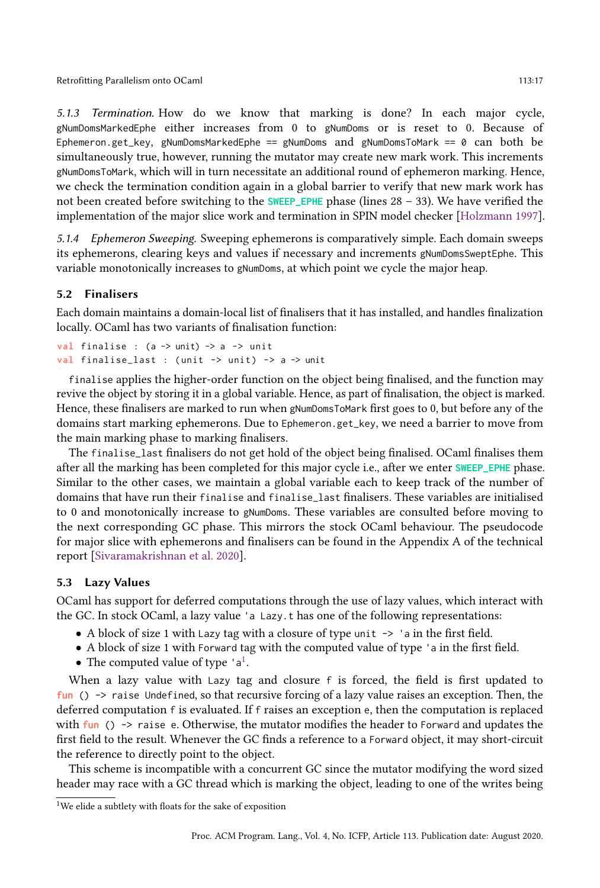*5.1.3 Termination.* How do we know that marking is done? In each major cycle, `gNumDomsMarkedEphe` either increases from 0 to `gNumDoms` or is reset to 0. Because of `Ephemeron.get_key`, `gNumDomsMarkedEphe == gNumDoms` and `gNumDomsToMark == 0` can both be simultaneously true, however, running the mutator may create new mark work. This increments `gNumDomsToMark`, which will in turn necessitate an additional round of ephemeron marking. Hence, we check the termination condition again in a global barrier to verify that new mark work has not been created before switching to the **SWEEP_EPHE** phase (lines 28 – 33). We have verified the implementation of the major slice work and termination in SPIN model checker [Holzmann 1997].

*5.1.4 Ephemeron Sweeping.* Sweeping ephemerons is comparatively simple. Each domain sweeps its ephemerons, clearing keys and values if necessary and increments `gNumDomsSweptEphe`. This variable monotonically increases to `gNumDoms`, at which point we cycle the major heap.

### 5.2 Finalisers

Each domain maintains a domain-local list of finalisers that it has installed, and handles finalization locally. OCaml has two variants of finalisation function:

```
val finalise : (a -> unit) -> a -> unit
val finalise_last : (unit -> unit) -> a -> unit
```

`finalise` applies the higher-order function on the object being finalised, and the function may revive the object by storing it in a global variable. Hence, as part of finalisation, the object is marked. Hence, these finalisers are marked to run when `gNumDomsToMark` first goes to 0, but before any of the domains start marking ephemerons. Due to `Ephemeron.get_key`, we need a barrier to move from the main marking phase to marking finalisers.

The `finalise_last` finalisers do not get hold of the object being finalised. OCaml finalises them after all the marking has been completed for this major cycle i.e., after we enter **SWEEP_EPHE** phase. Similar to the other cases, we maintain a global variable each to keep track of the number of domains that have run their `finalise` and `finalise_last` finalisers. These variables are initialised to 0 and monotonically increase to `gNumDoms`. These variables are consulted before moving to the next corresponding GC phase. This mirrors the stock OCaml behaviour. The pseudocode for major slice with ephemerons and finalisers can be found in the Appendix A of the technical report [Sivaramakrishnan et al. 2020].

### 5.3 Lazy Values

OCaml has support for deferred computations through the use of lazy values, which interact with the GC. In stock OCaml, a lazy value `'a Lazy.t` has one of the following representations:

- A block of size 1 with `Lazy` tag with a closure of type `unit -> 'a` in the first field.
- A block of size 1 with `Forward` tag with the computed value of type `'a` in the first field.
- The computed value of type `'a`[1].

When a lazy value with `Lazy` tag and closure `f` is forced, the field is first updated to `fun () -> raise Undefined`, so that recursive forcing of a lazy value raises an exception. Then, the deferred computation `f` is evaluated. If `f` raises an exception `e`, then the computation is replaced with `fun () -> raise e`. Otherwise, the mutator modifies the header to `Forward` and updates the first field to the result. Whenever the GC finds a reference to a `Forward` object, it may short-circuit the reference to directly point to the object.

This scheme is incompatible with a concurrent GC since the mutator modifying the word sized header may race with a GC thread which is marking the object, leading to one of the writes being

[1] We elide a subtlety with floats for the sake of exposition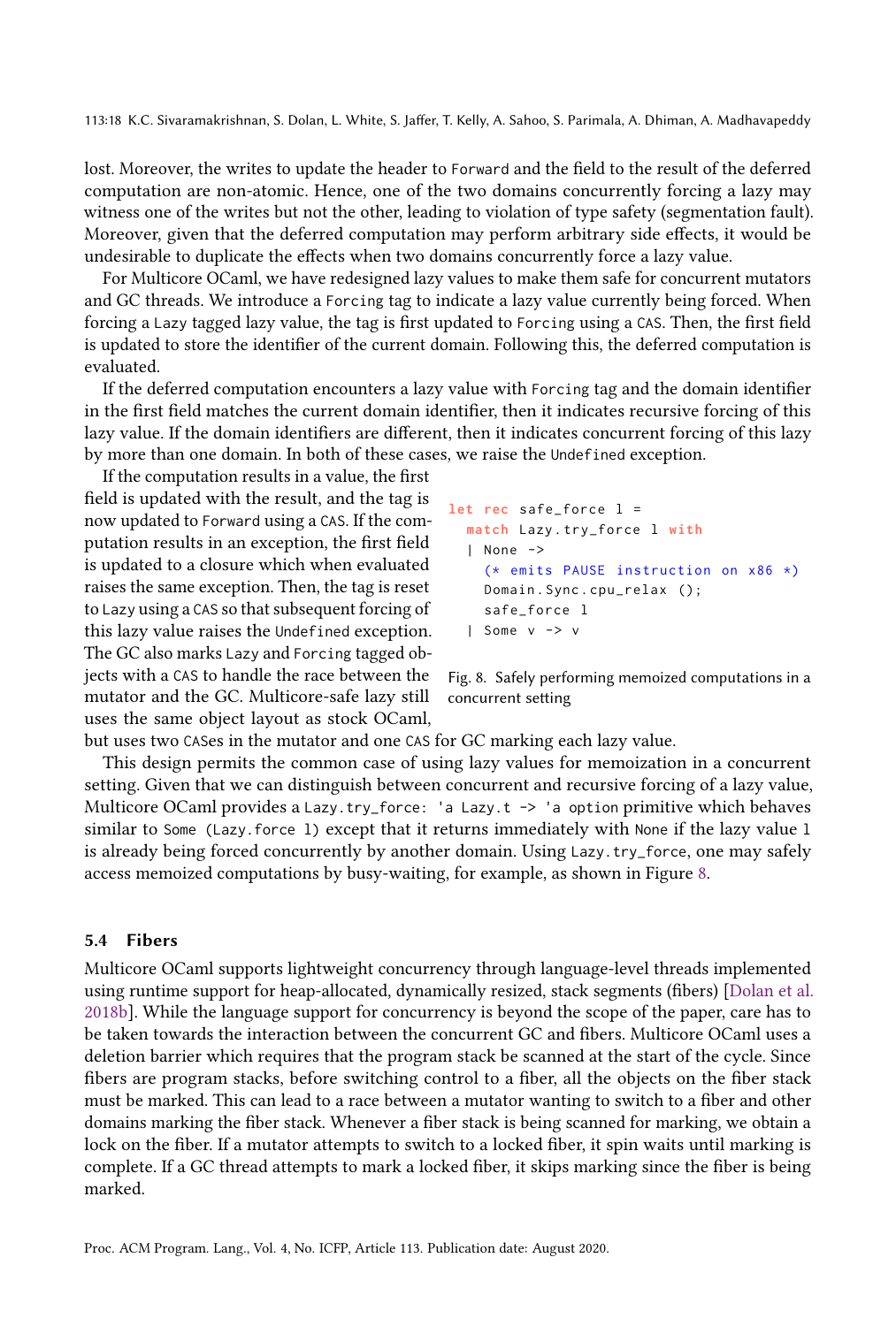lost. Moreover, the writes to update the header to Forward and the field to the result of the deferred computation are non-atomic. Hence, one of the two domains concurrently forcing a lazy may witness one of the writes but not the other, leading to violation of type safety (segmentation fault). Moreover, given that the deferred computation may perform arbitrary side effects, it would be undesirable to duplicate the effects when two domains concurrently force a lazy value.

For Multicore OCaml, we have redesigned lazy values to make them safe for concurrent mutators and GC threads. We introduce a Forcing tag to indicate a lazy value currently being forced. When forcing a Lazy tagged lazy value, the tag is first updated to Forcing using a CAS. Then, the first field is updated to store the identifier of the current domain. Following this, the deferred computation is evaluated.

If the deferred computation encounters a lazy value with Forcing tag and the domain identifier in the first field matches the current domain identifier, then it indicates recursive forcing of this lazy value. If the domain identifiers are different, then it indicates concurrent forcing of this lazy by more than one domain. In both of these cases, we raise the Undefined exception.

If the computation results in a value, the first field is updated with the result, and the tag is now updated to Forward using a CAS. If the computation results in an exception, the first field is updated to a closure which when evaluated raises the same exception. Then, the tag is reset to Lazy using a CAS so that subsequent forcing of this lazy value raises the Undefined exception. The GC also marks Lazy and Forcing tagged objects with a CAS to handle the race between the mutator and the GC. Multicore-safe lazy still uses the same object layout as stock OCaml, but uses two CASes in the mutator and one CAS for GC marking each lazy value.

```
let rec safe_force l =
  match Lazy.try_force l with
  | None ->
    (* emits PAUSE instruction on x86 *)
    Domain.Sync.cpu_relax ();
    safe_force l
  | Some v -> v
```

Fig. 8. Safely performing memoized computations in a concurrent setting

This design permits the common case of using lazy values for memoization in a concurrent setting. Given that we can distinguish between concurrent and recursive forcing of a lazy value, Multicore OCaml provides a `Lazy.try_force: 'a Lazy.t -> 'a option` primitive which behaves similar to `Some (Lazy.force l)` except that it returns immediately with None if the lazy value l is already being forced concurrently by another domain. Using Lazy.try_force, one may safely access memoized computations by busy-waiting, for example, as shown in Figure 8.

### 5.4 Fibers

Multicore OCaml supports lightweight concurrency through language-level threads implemented using runtime support for heap-allocated, dynamically resized, stack segments (fibers) [Dolan et al. 2018b]. While the language support for concurrency is beyond the scope of the paper, care has to be taken towards the interaction between the concurrent GC and fibers. Multicore OCaml uses a deletion barrier which requires that the program stack be scanned at the start of the cycle. Since fibers are program stacks, before switching control to a fiber, all the objects on the fiber stack must be marked. This can lead to a race between a mutator wanting to switch to a fiber and other domains marking the fiber stack. Whenever a fiber stack is being scanned for marking, we obtain a lock on the fiber. If a mutator attempts to switch to a locked fiber, it spin waits until marking is complete. If a GC thread attempts to mark a locked fiber, it skips marking since the fiber is being marked.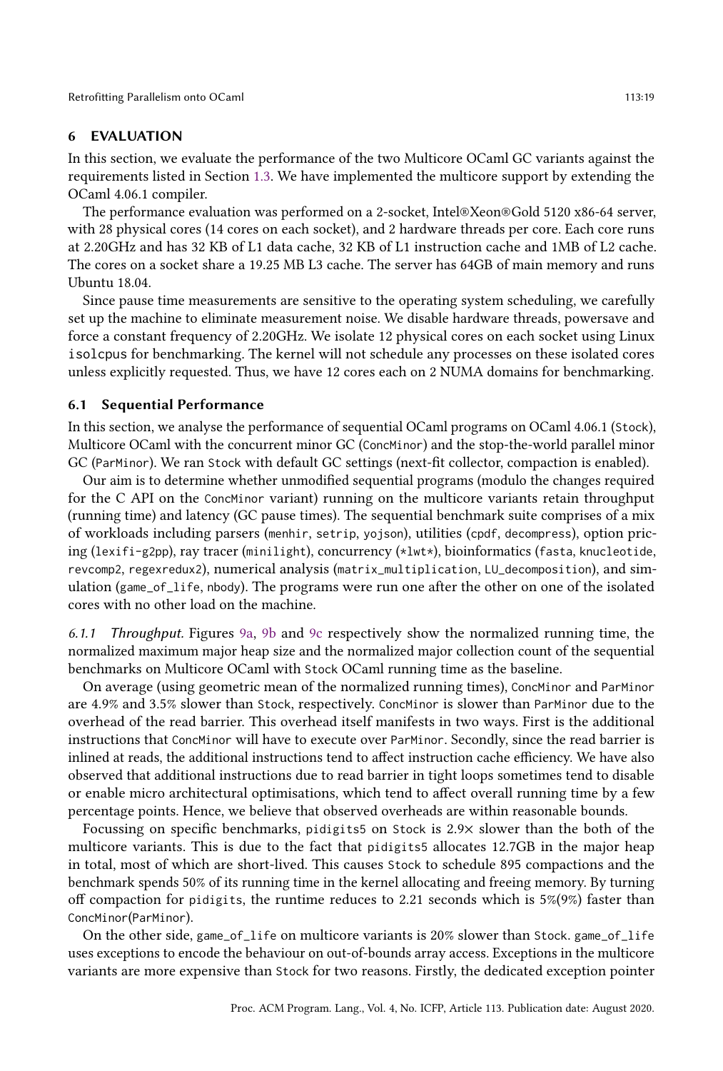## 6 EVALUATION

In this section, we evaluate the performance of the two Multicore OCaml GC variants against the requirements listed in Section 1.3. We have implemented the multicore support by extending the OCaml 4.06.1 compiler.

The performance evaluation was performed on a 2-socket, Intel®Xeon®Gold 5120 x86-64 server, with 28 physical cores (14 cores on each socket), and 2 hardware threads per core. Each core runs at 2.20GHz and has 32 KB of L1 data cache, 32 KB of L1 instruction cache and 1MB of L2 cache. The cores on a socket share a 19.25 MB L3 cache. The server has 64GB of main memory and runs Ubuntu 18.04.

Since pause time measurements are sensitive to the operating system scheduling, we carefully set up the machine to eliminate measurement noise. We disable hardware threads, powersave and force a constant frequency of 2.20GHz. We isolate 12 physical cores on each socket using Linux `isolcpus` for benchmarking. The kernel will not schedule any processes on these isolated cores unless explicitly requested. Thus, we have 12 cores each on 2 NUMA domains for benchmarking.

### 6.1 Sequential Performance

In this section, we analyse the performance of sequential OCaml programs on OCaml 4.06.1 (`Stock`), Multicore OCaml with the concurrent minor GC (`ConcMinor`) and the stop-the-world parallel minor GC (`ParMinor`). We ran `Stock` with default GC settings (next-fit collector, compaction is enabled).

Our aim is to determine whether unmodified sequential programs (modulo the changes required for the C API on the `ConcMinor` variant) running on the multicore variants retain throughput (running time) and latency (GC pause times). The sequential benchmark suite comprises of a mix of workloads including parsers (`menhir`, `setrip`, `yojson`), utilities (`cpdf`, `decompress`), option pricing (`lexifi-g2pp`), ray tracer (`minilight`), concurrency (`*lwt*`), bioinformatics (`fasta`, `knucleotide`, `revcomp2`, `regexredux2`), numerical analysis (`matrix_multiplication`, `LU_decomposition`), and simulation (`game_of_life`, `nbody`). The programs were run one after the other on one of the isolated cores with no other load on the machine.

*6.1.1 Throughput.* Figures 9a, 9b and 9c respectively show the normalized running time, the normalized maximum major heap size and the normalized major collection count of the sequential benchmarks on Multicore OCaml with `Stock` OCaml running time as the baseline.

On average (using geometric mean of the normalized running times), `ConcMinor` and `ParMinor` are 4.9% and 3.5% slower than `Stock`, respectively. `ConcMinor` is slower than `ParMinor` due to the overhead of the read barrier. This overhead itself manifests in two ways. First is the additional instructions that `ConcMinor` will have to execute over `ParMinor`. Secondly, since the read barrier is inlined at reads, the additional instructions tend to affect instruction cache efficiency. We have also observed that additional instructions due to read barrier in tight loops sometimes tend to disable or enable micro architectural optimisations, which tend to affect overall running time by a few percentage points. Hence, we believe that observed overheads are within reasonable bounds.

Focussing on specific benchmarks, `pidigits5` on `Stock` is 2.9× slower than the both of the multicore variants. This is due to the fact that `pidigits5` allocates 12.7GB in the major heap in total, most of which are short-lived. This causes `Stock` to schedule 895 compactions and the benchmark spends 50% of its running time in the kernel allocating and freeing memory. By turning off compaction for `pidigits`, the runtime reduces to 2.21 seconds which is 5%(9%) faster than `ConcMinor`(`ParMinor`).

On the other side, `game_of_life` on multicore variants is 20% slower than `Stock`. `game_of_life` uses exceptions to encode the behaviour on out-of-bounds array access. Exceptions in the multicore variants are more expensive than `Stock` for two reasons. Firstly, the dedicated exception pointer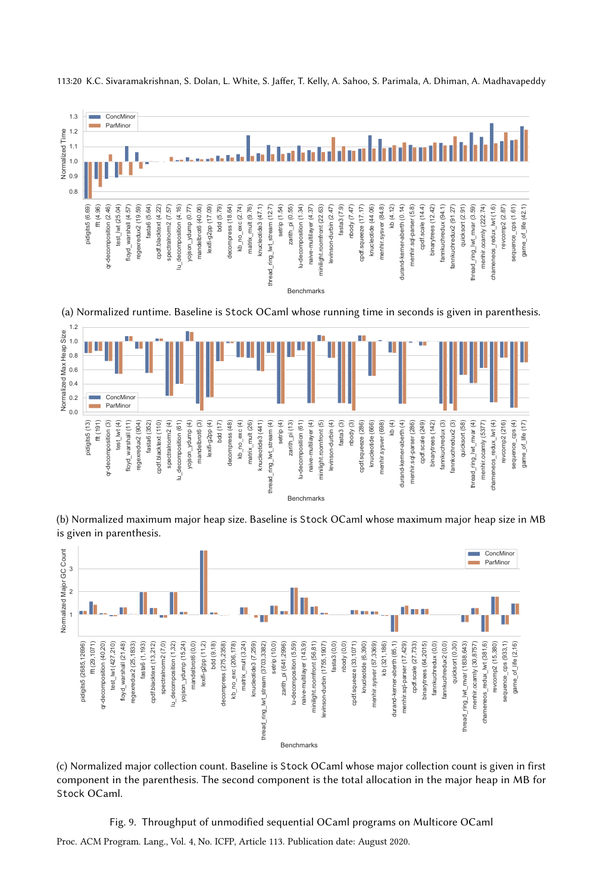(a) Normalized runtime. Baseline is Stock OCaml whose running time in seconds is given in parenthesis.

(b) Normalized maximum major heap size. Baseline is Stock OCaml whose maximum major heap size in MB is given in parenthesis.

(c) Normalized major collection count. Baseline is Stock OCaml whose major collection count is given in first component in the parenthesis. The second component is the total allocation in the major heap in MB for Stock OCaml.

Fig. 9. Throughput of unmodified sequential OCaml programs on Multicore OCaml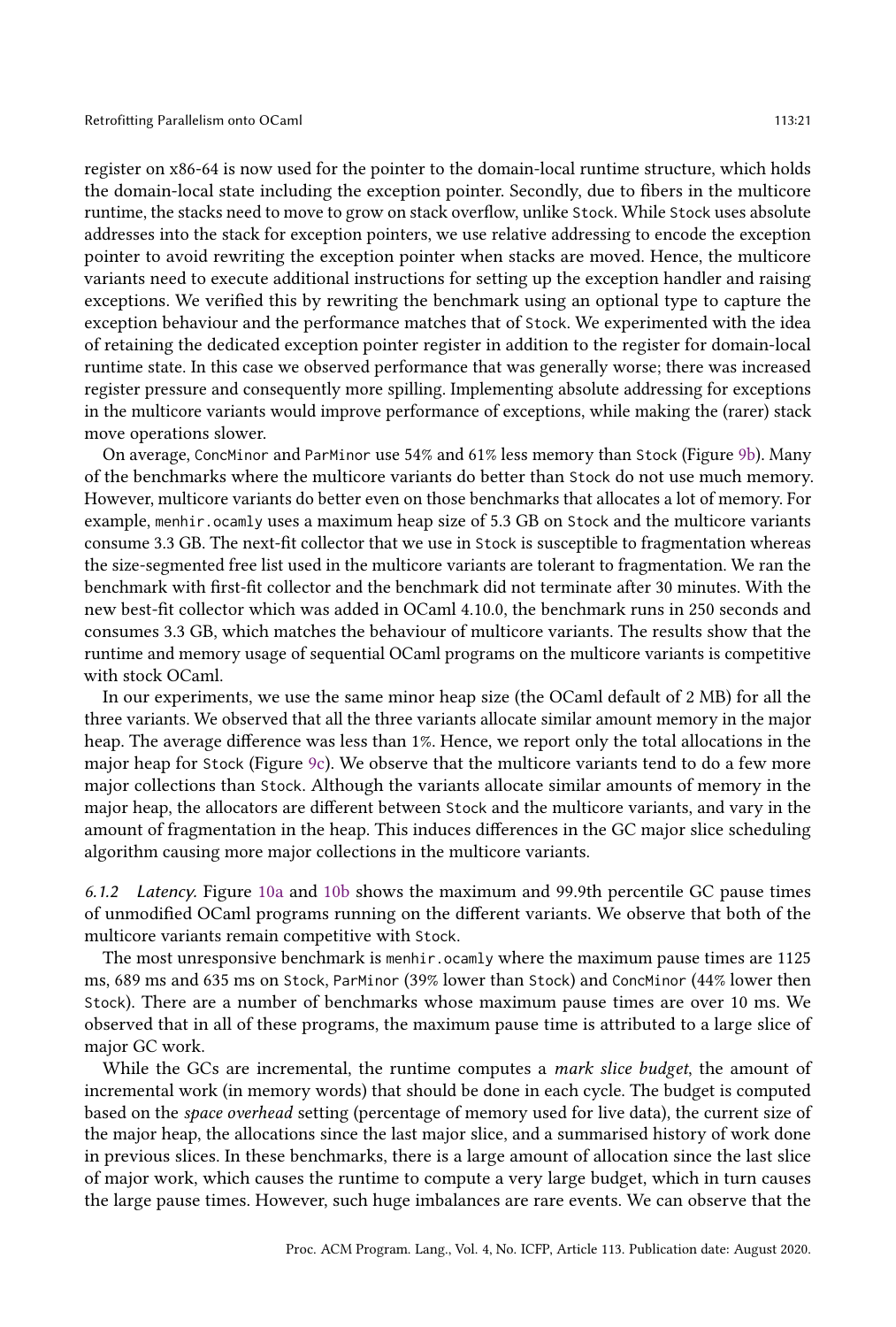register on x86-64 is now used for the pointer to the domain-local runtime structure, which holds the domain-local state including the exception pointer. Secondly, due to fibers in the multicore runtime, the stacks need to move to grow on stack overflow, unlike `Stock`. While `Stock` uses absolute addresses into the stack for exception pointers, we use relative addressing to encode the exception pointer to avoid rewriting the exception pointer when stacks are moved. Hence, the multicore variants need to execute additional instructions for setting up the exception handler and raising exceptions. We verified this by rewriting the benchmark using an optional type to capture the exception behaviour and the performance matches that of `Stock`. We experimented with the idea of retaining the dedicated exception pointer register in addition to the register for domain-local runtime state. In this case we observed performance that was generally worse; there was increased register pressure and consequently more spilling. Implementing absolute addressing for exceptions in the multicore variants would improve performance of exceptions, while making the (rarer) stack move operations slower.

On average, `ConcMinor` and `ParMinor` use 54% and 61% less memory than `Stock` (Figure 9b). Many of the benchmarks where the multicore variants do better than `Stock` do not use much memory. However, multicore variants do better even on those benchmarks that allocates a lot of memory. For example, `menhir.ocamly` uses a maximum heap size of 5.3 GB on `Stock` and the multicore variants consume 3.3 GB. The next-fit collector that we use in `Stock` is susceptible to fragmentation whereas the size-segmented free list used in the multicore variants are tolerant to fragmentation. We ran the benchmark with first-fit collector and the benchmark did not terminate after 30 minutes. With the new best-fit collector which was added in OCaml 4.10.0, the benchmark runs in 250 seconds and consumes 3.3 GB, which matches the behaviour of multicore variants. The results show that the runtime and memory usage of sequential OCaml programs on the multicore variants is competitive with stock OCaml.

In our experiments, we use the same minor heap size (the OCaml default of 2 MB) for all the three variants. We observed that all the three variants allocate similar amount memory in the major heap. The average difference was less than 1%. Hence, we report only the total allocations in the major heap for `Stock` (Figure 9c). We observe that the multicore variants tend to do a few more major collections than `Stock`. Although the variants allocate similar amounts of memory in the major heap, the allocators are different between `Stock` and the multicore variants, and vary in the amount of fragmentation in the heap. This induces differences in the GC major slice scheduling algorithm causing more major collections in the multicore variants.

#### 6.1.2 *Latency.*

Figure 10a and 10b shows the maximum and 99.9th percentile GC pause times of unmodified OCaml programs running on the different variants. We observe that both of the multicore variants remain competitive with `Stock`.

The most unresponsive benchmark is `menhir.ocamly` where the maximum pause times are 1125 ms, 689 ms and 635 ms on `Stock`, `ParMinor` (39% lower than `Stock`) and `ConcMinor` (44% lower then `Stock`). There are a number of benchmarks whose maximum pause times are over 10 ms. We observed that in all of these programs, the maximum pause time is attributed to a large slice of major GC work.

While the GCs are incremental, the runtime computes a *mark slice budget*, the amount of incremental work (in memory words) that should be done in each cycle. The budget is computed based on the *space overhead* setting (percentage of memory used for live data), the current size of the major heap, the allocations since the last major slice, and a summarised history of work done in previous slices. In these benchmarks, there is a large amount of allocation since the last slice of major work, which causes the runtime to compute a very large budget, which in turn causes the large pause times. However, such huge imbalances are rare events. We can observe that the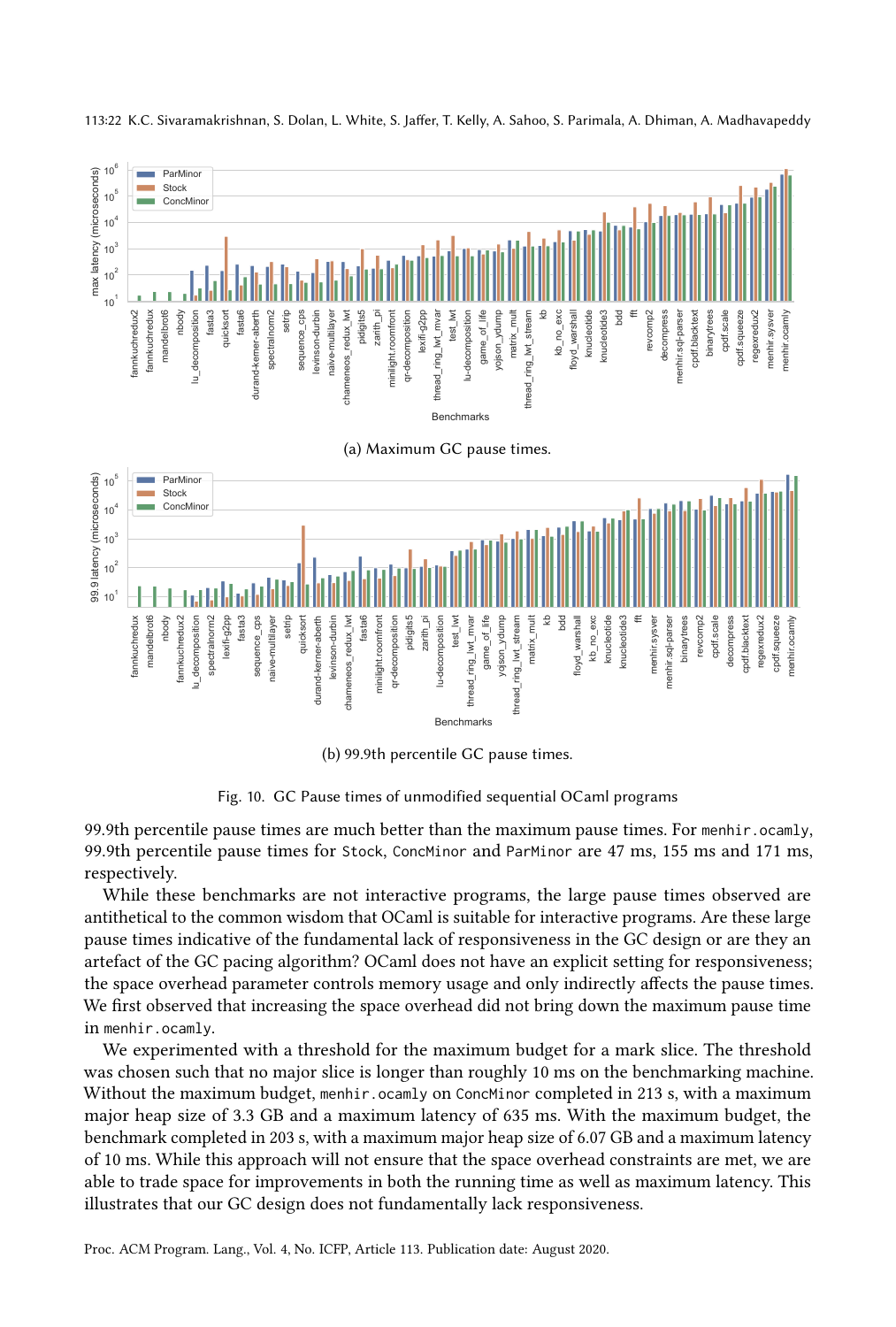(a) Maximum GC pause times.

(b) 99.9th percentile GC pause times.

Fig. 10. GC Pause times of unmodified sequential OCaml programs

99.9th percentile pause times are much better than the maximum pause times. For `menhir.ocamly`, 99.9th percentile pause times for `Stock`, `ConcMinor` and `ParMinor` are 47 ms, 155 ms and 171 ms, respectively.

While these benchmarks are not interactive programs, the large pause times observed are antithetical to the common wisdom that OCaml is suitable for interactive programs. Are these large pause times indicative of the fundamental lack of responsiveness in the GC design or are they an artefact of the GC pacing algorithm? OCaml does not have an explicit setting for responsiveness; the space overhead parameter controls memory usage and only indirectly affects the pause times. We first observed that increasing the space overhead did not bring down the maximum pause time in `menhir.ocamly`.

We experimented with a threshold for the maximum budget for a mark slice. The threshold was chosen such that no major slice is longer than roughly 10 ms on the benchmarking machine. Without the maximum budget, `menhir.ocamly` on `ConcMinor` completed in 213 s, with a maximum major heap size of 3.3 GB and a maximum latency of 635 ms. With the maximum budget, the benchmark completed in 203 s, with a maximum major heap size of 6.07 GB and a maximum latency of 10 ms. While this approach will not ensure that the space overhead constraints are met, we are able to trade space for improvements in both the running time as well as maximum latency. This illustrates that our GC design does not fundamentally lack responsiveness.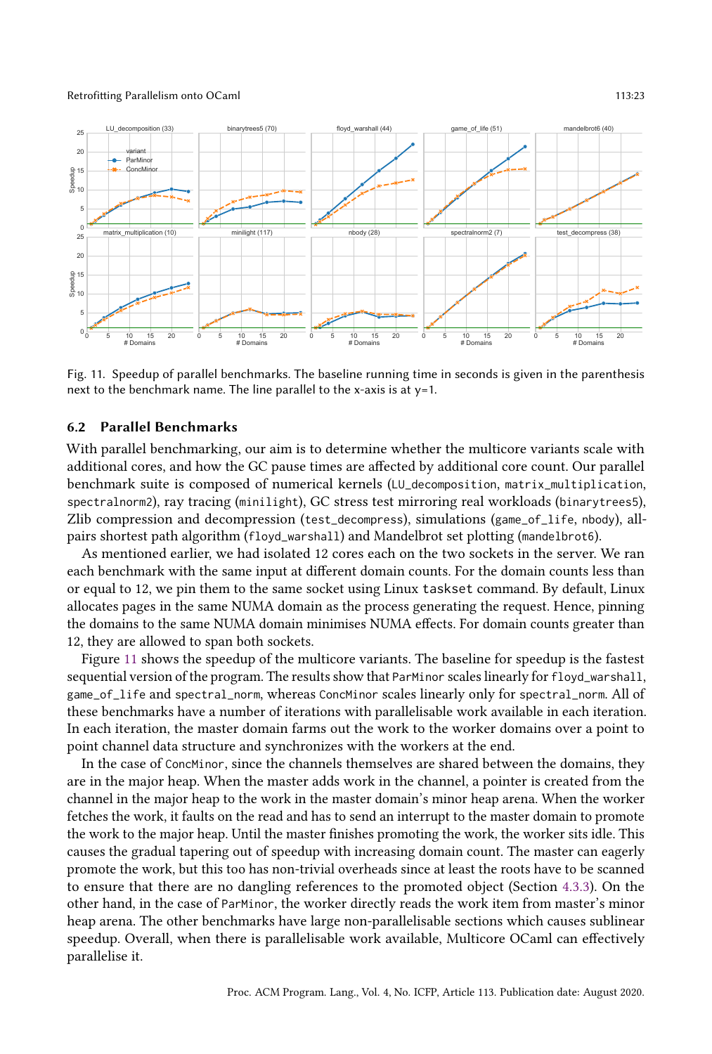Fig. 11. Speedup of parallel benchmarks. The baseline running time in seconds is given in the parenthesis next to the benchmark name. The line parallel to the x-axis is at y=1.

## 6.2 Parallel Benchmarks

With parallel benchmarking, our aim is to determine whether the multicore variants scale with additional cores, and how the GC pause times are affected by additional core count. Our parallel benchmark suite is composed of numerical kernels (`LU_decomposition`, `matrix_multiplication`, `spectralnorm2`), ray tracing (`minilight`), GC stress test mirroring real workloads (`binarytrees5`), Zlib compression and decompression (`test_decompress`), simulations (`game_of_life`, `nbody`), all-pairs shortest path algorithm (`floyd_warshall`) and Mandelbrot set plotting (`mandelbrot6`).

As mentioned earlier, we had isolated 12 cores each on the two sockets in the server. We ran each benchmark with the same input at different domain counts. For the domain counts less than or equal to 12, we pin them to the same socket using Linux `taskset` command. By default, Linux allocates pages in the same NUMA domain as the process generating the request. Hence, pinning the domains to the same NUMA domain minimises NUMA effects. For domain counts greater than 12, they are allowed to span both sockets.

Figure 11 shows the speedup of the multicore variants. The baseline for speedup is the fastest sequential version of the program. The results show that `ParMinor` scales linearly for `floyd_warshall`, `game_of_life` and `spectral_norm`, whereas `ConcMinor` scales linearly only for `spectral_norm`. All of these benchmarks have a number of iterations with parallelisable work available in each iteration. In each iteration, the master domain farms out the work to the worker domains over a point to point channel data structure and synchronizes with the workers at the end.

In the case of `ConcMinor`, since the channels themselves are shared between the domains, they are in the major heap. When the master adds work in the channel, a pointer is created from the channel in the major heap to the work in the master domain's minor heap arena. When the worker fetches the work, it faults on the read and has to send an interrupt to the master domain to promote the work to the major heap. Until the master finishes promoting the work, the worker sits idle. This causes the gradual tapering out of speedup with increasing domain count. The master can eagerly promote the work, but this too has non-trivial overheads since at least the roots have to be scanned to ensure that there are no dangling references to the promoted object (Section 4.3.3). On the other hand, in the case of `ParMinor`, the worker directly reads the work item from master's minor heap arena. The other benchmarks have large non-parallelisable sections which causes sublinear speedup. Overall, when there is parallelisable work available, Multicore OCaml can effectively parallelise it.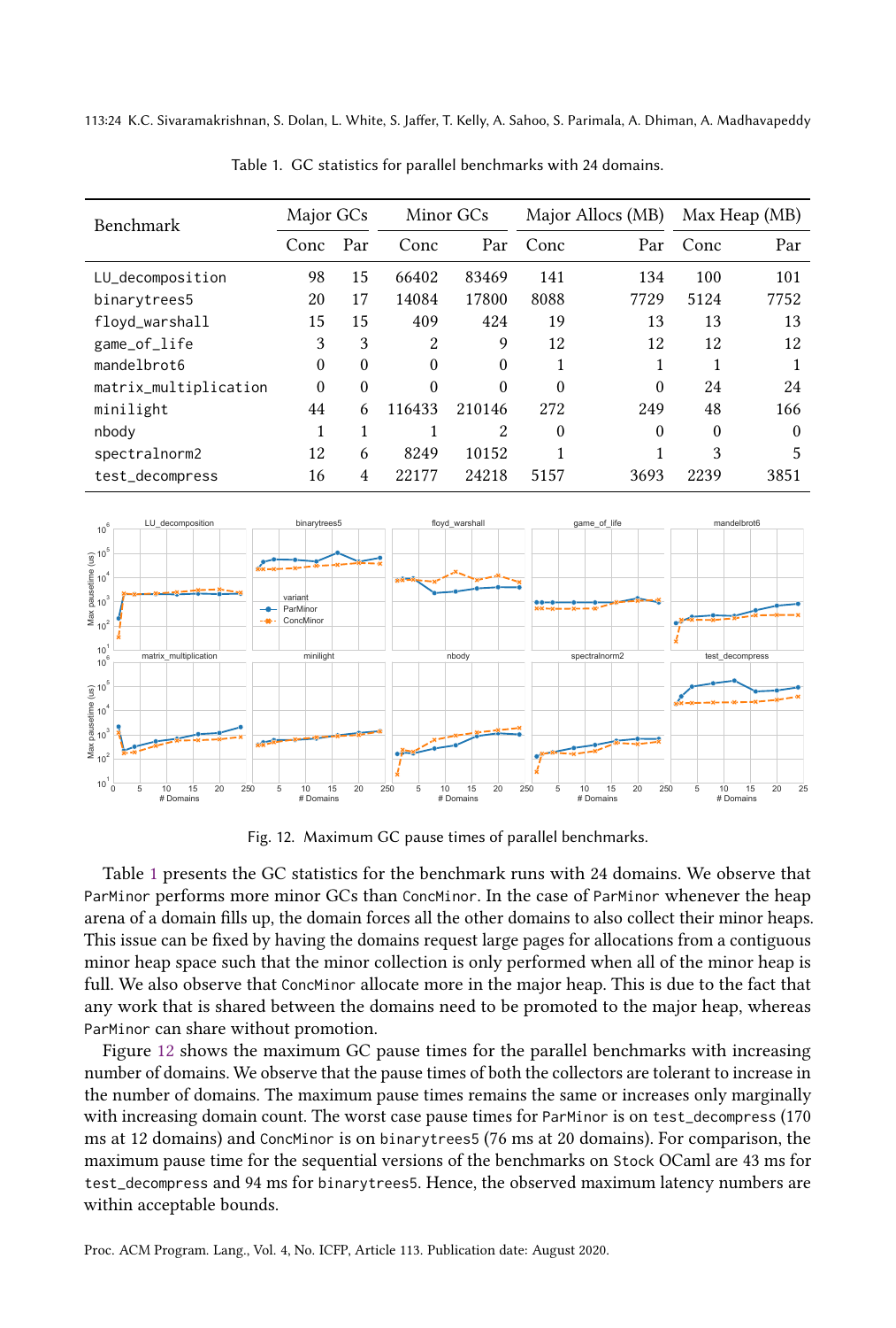Table 1. GC statistics for parallel benchmarks with 24 domains.

| Benchmark | Major GCs | | Minor GCs | | Major Allocs (MB) | | Max Heap (MB) | |
|---|---|---|---|---|---|---|---|---|
| | Conc | Par | Conc | Par | Conc | Par | Conc | Par |
| LU_decomposition | 98 | 15 | 66402 | 83469 | 141 | 134 | 100 | 101 |
| binarytrees5 | 20 | 17 | 14084 | 17800 | 8088 | 7729 | 5124 | 7752 |
| floyd_warshall | 15 | 15 | 409 | 424 | 19 | 13 | 13 | 13 |
| game_of_life | 3 | 3 | 2 | 9 | 12 | 12 | 12 | 12 |
| mandelbrot6 | 0 | 0 | 0 | 0 | 1 | 1 | 1 | 1 |
| matrix_multiplication | 0 | 0 | 0 | 0 | 0 | 0 | 24 | 24 |
| minilight | 44 | 6 | 116433 | 210146 | 272 | 249 | 48 | 166 |
| nbody | 1 | 1 | 1 | 2 | 0 | 0 | 0 | 0 |
| spectralnorm2 | 12 | 6 | 8249 | 10152 | 1 | 1 | 3 | 5 |
| test_decompress | 16 | 4 | 22177 | 24218 | 5157 | 3693 | 2239 | 3851 |

Fig. 12. Maximum GC pause times of parallel benchmarks.

Table 1 presents the GC statistics for the benchmark runs with 24 domains. We observe that ParMinor performs more minor GCs than ConcMinor. In the case of ParMinor whenever the heap arena of a domain fills up, the domain forces all the other domains to also collect their minor heaps. This issue can be fixed by having the domains request large pages for allocations from a contiguous minor heap space such that the minor collection is only performed when all of the minor heap is full. We also observe that ConcMinor allocate more in the major heap. This is due to the fact that any work that is shared between the domains need to be promoted to the major heap, whereas ParMinor can share without promotion.

Figure 12 shows the maximum GC pause times for the parallel benchmarks with increasing number of domains. We observe that the pause times of both the collectors are tolerant to increase in the number of domains. The maximum pause times remains the same or increases only marginally with increasing domain count. The worst case pause times for ParMinor is on test_decompress (170 ms at 12 domains) and ConcMinor is on binarytrees5 (76 ms at 20 domains). For comparison, the maximum pause time for the sequential versions of the benchmarks on Stock OCaml are 43 ms for test_decompress and 94 ms for binarytrees5. Hence, the observed maximum latency numbers are within acceptable bounds.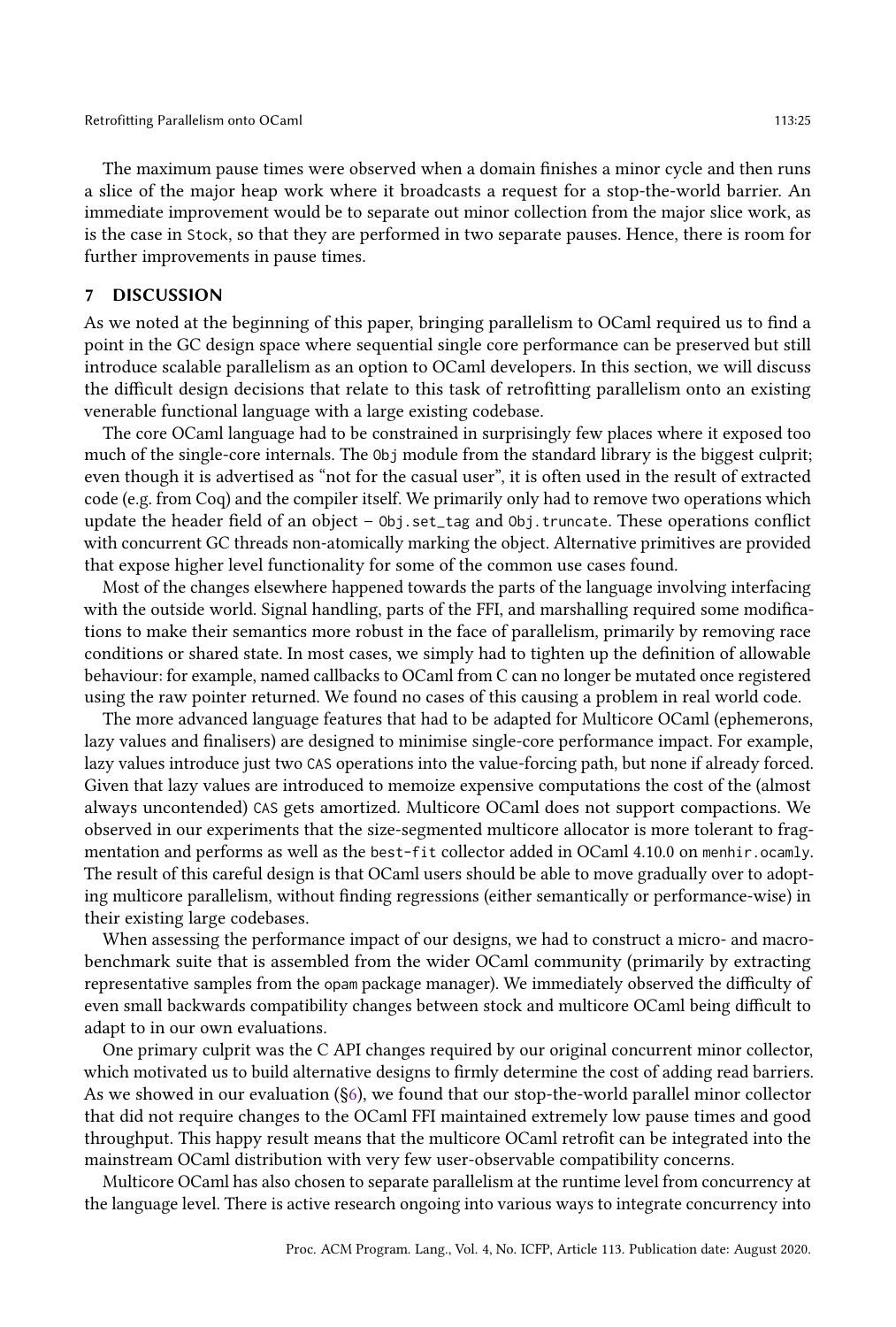The maximum pause times were observed when a domain finishes a minor cycle and then runs a slice of the major heap work where it broadcasts a request for a stop-the-world barrier. An immediate improvement would be to separate out minor collection from the major slice work, as is the case in `Stock`, so that they are performed in two separate pauses. Hence, there is room for further improvements in pause times.

## 7 DISCUSSION

As we noted at the beginning of this paper, bringing parallelism to OCaml required us to find a point in the GC design space where sequential single core performance can be preserved but still introduce scalable parallelism as an option to OCaml developers. In this section, we will discuss the difficult design decisions that relate to this task of retrofitting parallelism onto an existing venerable functional language with a large existing codebase.

The core OCaml language had to be constrained in surprisingly few places where it exposed too much of the single-core internals. The `Obj` module from the standard library is the biggest culprit; even though it is advertised as "not for the casual user", it is often used in the result of extracted code (e.g. from Coq) and the compiler itself. We primarily only had to remove two operations which update the header field of an object – `Obj.set_tag` and `Obj.truncate`. These operations conflict with concurrent GC threads non-atomically marking the object. Alternative primitives are provided that expose higher level functionality for some of the common use cases found.

Most of the changes elsewhere happened towards the parts of the language involving interfacing with the outside world. Signal handling, parts of the FFI, and marshalling required some modifications to make their semantics more robust in the face of parallelism, primarily by removing race conditions or shared state. In most cases, we simply had to tighten up the definition of allowable behaviour: for example, named callbacks to OCaml from C can no longer be mutated once registered using the raw pointer returned. We found no cases of this causing a problem in real world code.

The more advanced language features that had to be adapted for Multicore OCaml (ephemerons, lazy values and finalisers) are designed to minimise single-core performance impact. For example, lazy values introduce just two `CAS` operations into the value-forcing path, but none if already forced. Given that lazy values are introduced to memoize expensive computations the cost of the (almost always uncontended) `CAS` gets amortized. Multicore OCaml does not support compactions. We observed in our experiments that the size-segmented multicore allocator is more tolerant to fragmentation and performs as well as the `best-fit` collector added in OCaml 4.10.0 on `menhir.ocamly`. The result of this careful design is that OCaml users should be able to move gradually over to adopting multicore parallelism, without finding regressions (either semantically or performance-wise) in their existing large codebases.

When assessing the performance impact of our designs, we had to construct a micro- and macro-benchmark suite that is assembled from the wider OCaml community (primarily by extracting representative samples from the `opam` package manager). We immediately observed the difficulty of even small backwards compatibility changes between stock and multicore OCaml being difficult to adapt to in our own evaluations.

One primary culprit was the C API changes required by our original concurrent minor collector, which motivated us to build alternative designs to firmly determine the cost of adding read barriers. As we showed in our evaluation (§6), we found that our stop-the-world parallel minor collector that did not require changes to the OCaml FFI maintained extremely low pause times and good throughput. This happy result means that the multicore OCaml retrofit can be integrated into the mainstream OCaml distribution with very few user-observable compatibility concerns.

Multicore OCaml has also chosen to separate parallelism at the runtime level from concurrency at the language level. There is active research ongoing into various ways to integrate concurrency into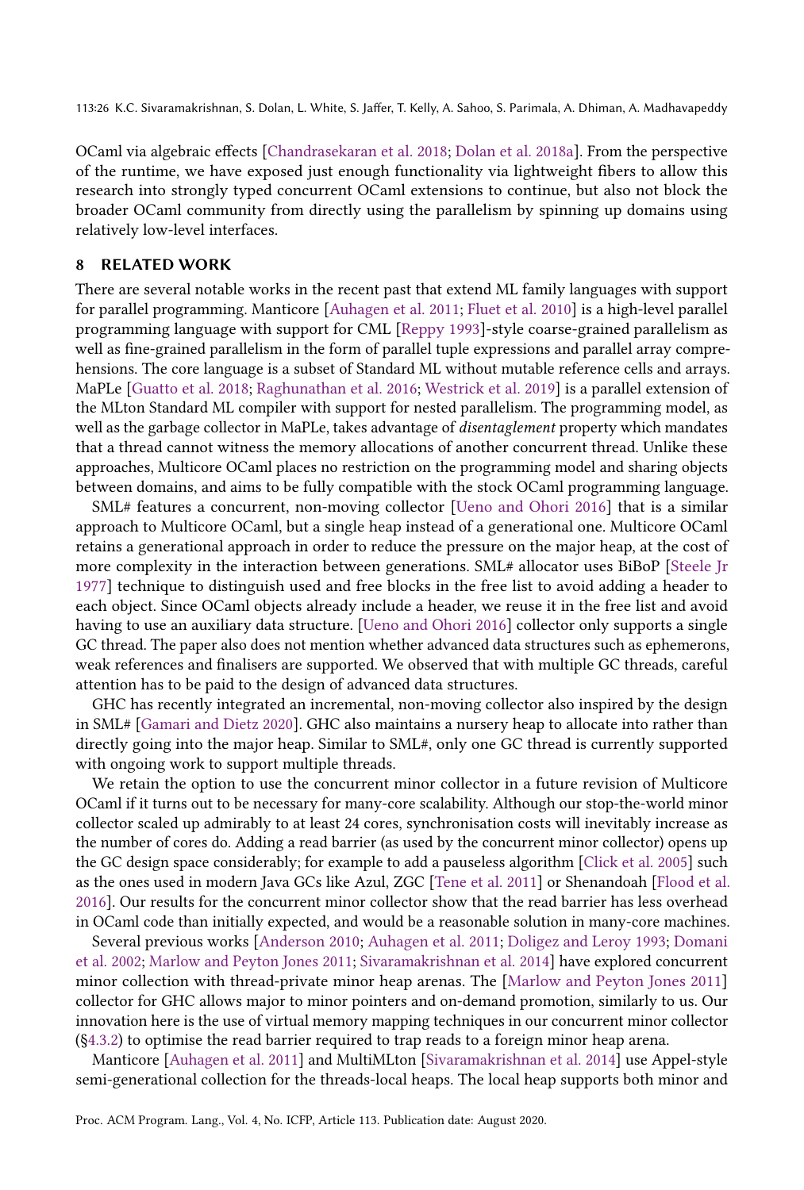OCaml via algebraic effects [Chandrasekaran et al. 2018; Dolan et al. 2018a]. From the perspective of the runtime, we have exposed just enough functionality via lightweight fibers to allow this research into strongly typed concurrent OCaml extensions to continue, but also not block the broader OCaml community from directly using the parallelism by spinning up domains using relatively low-level interfaces.

## 8 RELATED WORK

There are several notable works in the recent past that extend ML family languages with support for parallel programming. Manticore [Auhagen et al. 2011; Fluet et al. 2010] is a high-level parallel programming language with support for CML [Reppy 1993]-style coarse-grained parallelism as well as fine-grained parallelism in the form of parallel tuple expressions and parallel array comprehensions. The core language is a subset of Standard ML without mutable reference cells and arrays. MaPLe [Guatto et al. 2018; Raghunathan et al. 2016; Westrick et al. 2019] is a parallel extension of the MLton Standard ML compiler with support for nested parallelism. The programming model, as well as the garbage collector in MaPLe, takes advantage of *disentanglement* property which mandates that a thread cannot witness the memory allocations of another concurrent thread. Unlike these approaches, Multicore OCaml places no restriction on the programming model and sharing objects between domains, and aims to be fully compatible with the stock OCaml programming language.

SML# features a concurrent, non-moving collector [Ueno and Ohori 2016] that is a similar approach to Multicore OCaml, but a single heap instead of a generational one. Multicore OCaml retains a generational approach in order to reduce the pressure on the major heap, at the cost of more complexity in the interaction between generations. SML# allocator uses BiBoP [Steele Jr 1977] technique to distinguish used and free blocks in the free list to avoid adding a header to each object. Since OCaml objects already include a header, we reuse it in the free list and avoid having to use an auxiliary data structure. [Ueno and Ohori 2016] collector only supports a single GC thread. The paper also does not mention whether advanced data structures such as ephemerons, weak references and finalisers are supported. We observed that with multiple GC threads, careful attention has to be paid to the design of advanced data structures.

GHC has recently integrated an incremental, non-moving collector also inspired by the design in SML# [Gamari and Dietz 2020]. GHC also maintains a nursery heap to allocate into rather than directly going into the major heap. Similar to SML#, only one GC thread is currently supported with ongoing work to support multiple threads.

We retain the option to use the concurrent minor collector in a future revision of Multicore OCaml if it turns out to be necessary for many-core scalability. Although our stop-the-world minor collector scaled up admirably to at least 24 cores, synchronisation costs will inevitably increase as the number of cores do. Adding a read barrier (as used by the concurrent minor collector) opens up the GC design space considerably; for example to add a pauseless algorithm [Click et al. 2005] such as the ones used in modern Java GCs like Azul, ZGC [Tene et al. 2011] or Shenandoah [Flood et al. 2016]. Our results for the concurrent minor collector show that the read barrier has less overhead in OCaml code than initially expected, and would be a reasonable solution in many-core machines.

Several previous works [Anderson 2010; Auhagen et al. 2011; Doligez and Leroy 1993; Domani et al. 2002; Marlow and Peyton Jones 2011; Sivaramakrishnan et al. 2014] have explored concurrent minor collection with thread-private minor heap arenas. The [Marlow and Peyton Jones 2011] collector for GHC allows major to minor pointers and on-demand promotion, similarly to us. Our innovation here is the use of virtual memory mapping techniques in our concurrent minor collector (§4.3.2) to optimise the read barrier required to trap reads to a foreign minor heap arena.

Manticore [Auhagen et al. 2011] and MultiMLton [Sivaramakrishnan et al. 2014] use Appel-style semi-generational collection for the threads-local heaps. The local heap supports both minor and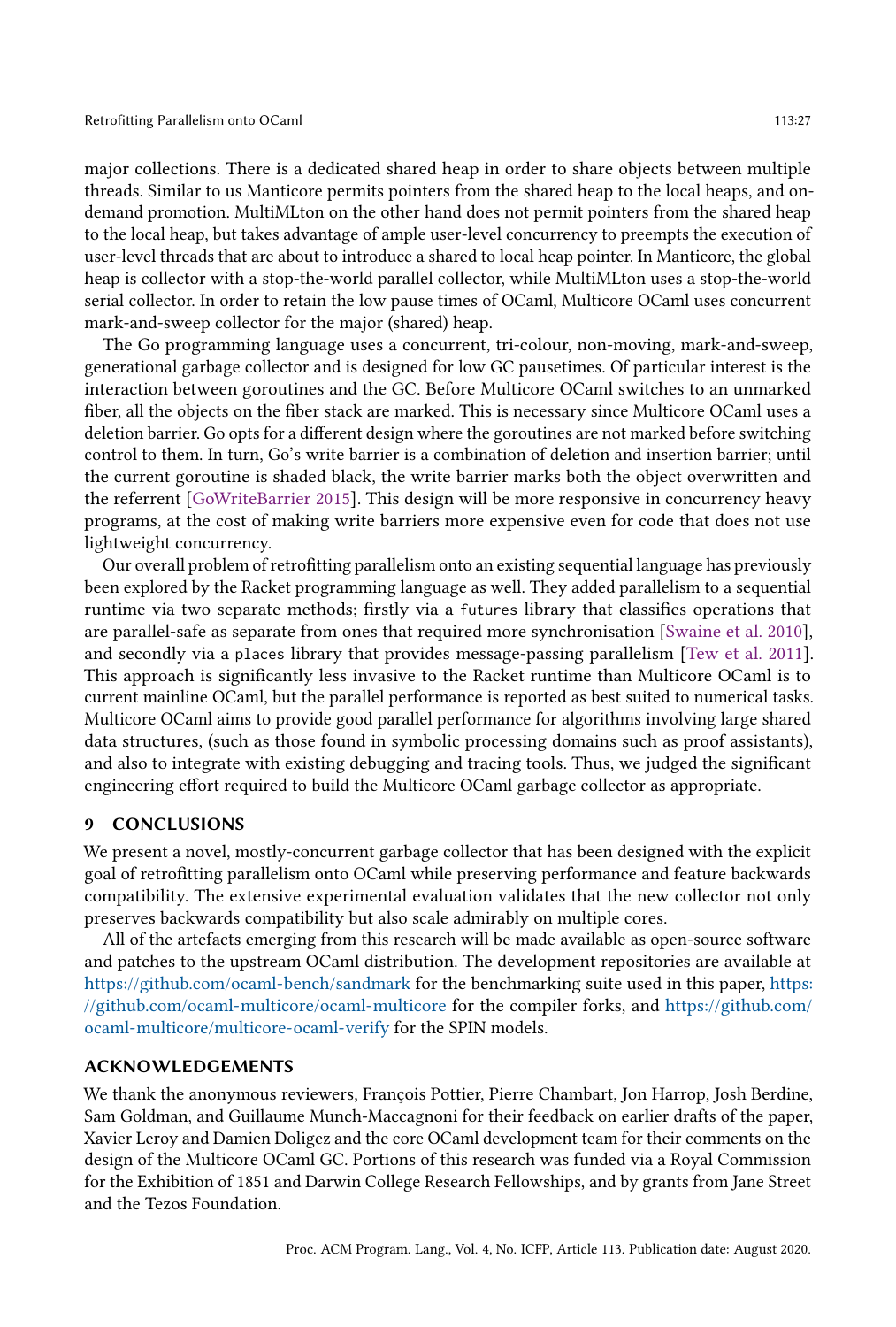major collections. There is a dedicated shared heap in order to share objects between multiple threads. Similar to us Manticore permits pointers from the shared heap to the local heaps, and on-demand promotion. MultiMLton on the other hand does not permit pointers from the shared heap to the local heap, but takes advantage of ample user-level concurrency to preempts the execution of user-level threads that are about to introduce a shared to local heap pointer. In Manticore, the global heap is collector with a stop-the-world parallel collector, while MultiMLton uses a stop-the-world serial collector. In order to retain the low pause times of OCaml, Multicore OCaml uses concurrent mark-and-sweep collector for the major (shared) heap.

The Go programming language uses a concurrent, tri-colour, non-moving, mark-and-sweep, generational garbage collector and is designed for low GC pausetimes. Of particular interest is the interaction between goroutines and the GC. Before Multicore OCaml switches to an unmarked fiber, all the objects on the fiber stack are marked. This is necessary since Multicore OCaml uses a deletion barrier. Go opts for a different design where the goroutines are not marked before switching control to them. In turn, Go's write barrier is a combination of deletion and insertion barrier; until the current goroutine is shaded black, the write barrier marks both the object overwritten and the referrent [GoWriteBarrier 2015]. This design will be more responsive in concurrency heavy programs, at the cost of making write barriers more expensive even for code that does not use lightweight concurrency.

Our overall problem of retrofitting parallelism onto an existing sequential language has previously been explored by the Racket programming language as well. They added parallelism to a sequential runtime via two separate methods; firstly via a `futures` library that classifies operations that are parallel-safe as separate from ones that required more synchronisation [Swaine et al. 2010], and secondly via a `places` library that provides message-passing parallelism [Tew et al. 2011]. This approach is significantly less invasive to the Racket runtime than Multicore OCaml is to current mainline OCaml, but the parallel performance is reported as best suited to numerical tasks. Multicore OCaml aims to provide good parallel performance for algorithms involving large shared data structures, (such as those found in symbolic processing domains such as proof assistants), and also to integrate with existing debugging and tracing tools. Thus, we judged the significant engineering effort required to build the Multicore OCaml garbage collector as appropriate.

## 9 CONCLUSIONS

We present a novel, mostly-concurrent garbage collector that has been designed with the explicit goal of retrofitting parallelism onto OCaml while preserving performance and feature backwards compatibility. The extensive experimental evaluation validates that the new collector not only preserves backwards compatibility but also scale admirably on multiple cores.

All of the artefacts emerging from this research will be made available as open-source software and patches to the upstream OCaml distribution. The development repositories are available at https://github.com/ocaml-bench/sandmark for the benchmarking suite used in this paper, https://github.com/ocaml-multicore/ocaml-multicore for the compiler forks, and https://github.com/ocaml-multicore/multicore-ocaml-verify for the SPIN models.

## ACKNOWLEDGEMENTS

We thank the anonymous reviewers, François Pottier, Pierre Chambart, Jon Harrop, Josh Berdine, Sam Goldman, and Guillaume Munch-Maccagnoni for their feedback on earlier drafts of the paper, Xavier Leroy and Damien Doligez and the core OCaml development team for their comments on the design of the Multicore OCaml GC. Portions of this research was funded via a Royal Commission for the Exhibition of 1851 and Darwin College Research Fellowships, and by grants from Jane Street and the Tezos Foundation.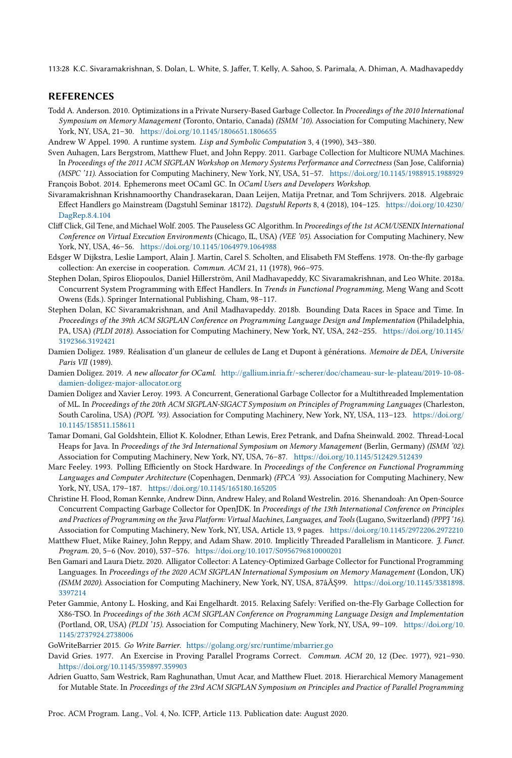## REFERENCES

Todd A. Anderson. 2010. Optimizations in a Private Nursery-Based Garbage Collector. In *Proceedings of the 2010 International Symposium on Memory Management* (Toronto, Ontario, Canada) *(ISMM '10)*. Association for Computing Machinery, New York, NY, USA, 21–30. https://doi.org/10.1145/1806651.1806655

Andrew W Appel. 1990. A runtime system. *Lisp and Symbolic Computation* 3, 4 (1990), 343–380.

Sven Auhagen, Lars Bergstrom, Matthew Fluet, and John Reppy. 2011. Garbage Collection for Multicore NUMA Machines. In *Proceedings of the 2011 ACM SIGPLAN Workshop on Memory Systems Performance and Correctness* (San Jose, California) *(MSPC '11)*. Association for Computing Machinery, New York, NY, USA, 51–57. https://doi.org/10.1145/1988915.1988929

François Bobot. 2014. Ephemerons meet OCaml GC. In *OCaml Users and Developers Workshop*.

Sivaramakrishnan Krishnamoorthy Chandrasekaran, Daan Leijen, Matija Pretnar, and Tom Schrijvers. 2018. Algebraic Effect Handlers go Mainstream (Dagstuhl Seminar 18172). *Dagstuhl Reports* 8, 4 (2018), 104–125. https://doi.org/10.4230/DagRep.8.4.104

Cliff Click, Gil Tene, and Michael Wolf. 2005. The Pauseless GC Algorithm. In *Proceedings of the 1st ACM/USENIX International Conference on Virtual Execution Environments* (Chicago, IL, USA) *(VEE '05)*. Association for Computing Machinery, New York, NY, USA, 46–56. https://doi.org/10.1145/1064979.1064988

Edsger W Dijkstra, Leslie Lamport, Alain J. Martin, Carel S. Scholten, and Elisabeth FM Steffens. 1978. On-the-fly garbage collection: An exercise in cooperation. *Commun. ACM* 21, 11 (1978), 966–975.

Stephen Dolan, Spiros Eliopoulos, Daniel Hillerström, Anil Madhavapeddy, KC Sivaramakrishnan, and Leo White. 2018a. Concurrent System Programming with Effect Handlers. In *Trends in Functional Programming*, Meng Wang and Scott Owens (Eds.). Springer International Publishing, Cham, 98–117.

Stephen Dolan, KC Sivaramakrishnan, and Anil Madhavapeddy. 2018b. Bounding Data Races in Space and Time. In *Proceedings of the 39th ACM SIGPLAN Conference on Programming Language Design and Implementation* (Philadelphia, PA, USA) *(PLDI 2018)*. Association for Computing Machinery, New York, NY, USA, 242–255. https://doi.org/10.1145/3192366.3192421

Damien Doligez. 1989. Réalisation d'un glaneur de cellules de Lang et Dupont à générations. *Memoire de DEA, Universite Paris VII* (1989).

Damien Doligez. 2019. *A new allocator for OCaml*. http://gallium.inria.fr/~scherer/doc/chameau-sur-le-plateau/2019-10-08-damien-doligez-major-allocator.org

Damien Doligez and Xavier Leroy. 1993. A Concurrent, Generational Garbage Collector for a Multithreaded Implementation of ML. In *Proceedings of the 20th ACM SIGPLAN-SIGACT Symposium on Principles of Programming Languages* (Charleston, South Carolina, USA) *(POPL '93)*. Association for Computing Machinery, New York, NY, USA, 113–123. https://doi.org/10.1145/158511.158611

Tamar Domani, Gal Goldshtein, Elliot K. Kolodner, Ethan Lewis, Erez Petrank, and Dafna Sheinwald. 2002. Thread-Local Heaps for Java. In *Proceedings of the 3rd International Symposium on Memory Management* (Berlin, Germany) *(ISMM '02)*. Association for Computing Machinery, New York, NY, USA, 76–87. https://doi.org/10.1145/512429.512439

Marc Feeley. 1993. Polling Efficiently on Stock Hardware. In *Proceedings of the Conference on Functional Programming Languages and Computer Architecture* (Copenhagen, Denmark) *(FPCA '93)*. Association for Computing Machinery, New York, NY, USA, 179–187. https://doi.org/10.1145/165180.165205

Christine H. Flood, Roman Kennke, Andrew Dinn, Andrew Haley, and Roland Westrelin. 2016. Shenandoah: An Open-Source Concurrent Compacting Garbage Collector for OpenJDK. In *Proceedings of the 13th International Conference on Principles and Practices of Programming on the Java Platform: Virtual Machines, Languages, and Tools* (Lugano, Switzerland) *(PPPJ '16)*. Association for Computing Machinery, New York, NY, USA, Article 13, 9 pages. https://doi.org/10.1145/2972206.2972210

Matthew Fluet, Mike Rainey, John Reppy, and Adam Shaw. 2010. Implicitly Threaded Parallelism in Manticore. *J. Funct. Program.* 20, 5–6 (Nov. 2010), 537–576. https://doi.org/10.1017/S0956796810000201

Ben Gamari and Laura Dietz. 2020. Alligator Collector: A Latency-Optimized Garbage Collector for Functional Programming Languages. In *Proceedings of the 2020 ACM SIGPLAN International Symposium on Memory Management* (London, UK) *(ISMM 2020)*. Association for Computing Machinery, New York, NY, USA, 87âĂŞ99. https://doi.org/10.1145/3381898.3397214

Peter Gammie, Antony L. Hosking, and Kai Engelhardt. 2015. Relaxing Safely: Verified on-the-Fly Garbage Collection for X86-TSO. In *Proceedings of the 36th ACM SIGPLAN Conference on Programming Language Design and Implementation* (Portland, OR, USA) *(PLDI '15)*. Association for Computing Machinery, New York, NY, USA, 99–109. https://doi.org/10.1145/2737924.2738006

GoWriteBarrier 2015. *Go Write Barrier*. https://golang.org/src/runtime/mbarrier.go

David Gries. 1977. An Exercise in Proving Parallel Programs Correct. *Commun. ACM* 20, 12 (Dec. 1977), 921–930. https://doi.org/10.1145/359897.359903

Adrien Guatto, Sam Westrick, Ram Raghunathan, Umut Acar, and Matthew Fluet. 2018. Hierarchical Memory Management for Mutable State. In *Proceedings of the 23rd ACM SIGPLAN Symposium on Principles and Practice of Parallel Programming*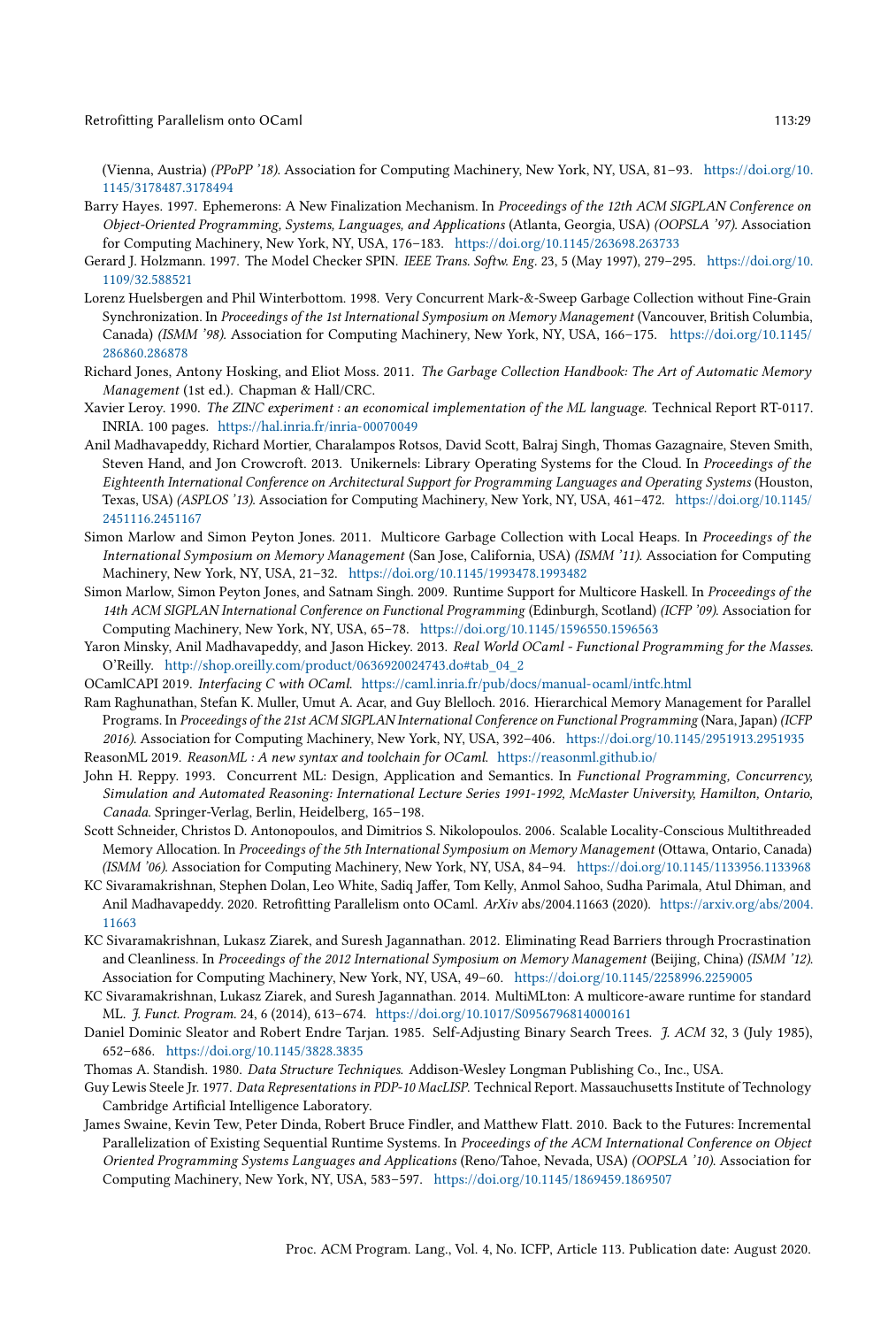(Vienna, Austria) *(PPoPP '18)*. Association for Computing Machinery, New York, NY, USA, 81–93. https://doi.org/10.1145/3178487.3178494

Barry Hayes. 1997. Ephemerons: A New Finalization Mechanism. In *Proceedings of the 12th ACM SIGPLAN Conference on Object-Oriented Programming, Systems, Languages, and Applications* (Atlanta, Georgia, USA) *(OOPSLA '97)*. Association for Computing Machinery, New York, NY, USA, 176–183. https://doi.org/10.1145/263698.263733

Gerard J. Holzmann. 1997. The Model Checker SPIN. *IEEE Trans. Softw. Eng.* 23, 5 (May 1997), 279–295. https://doi.org/10.1109/32.588521

Lorenz Huelsbergen and Phil Winterbottom. 1998. Very Concurrent Mark-&-Sweep Garbage Collection without Fine-Grain Synchronization. In *Proceedings of the 1st International Symposium on Memory Management* (Vancouver, British Columbia, Canada) *(ISMM '98)*. Association for Computing Machinery, New York, NY, USA, 166–175. https://doi.org/10.1145/286860.286878

Richard Jones, Antony Hosking, and Eliot Moss. 2011. *The Garbage Collection Handbook: The Art of Automatic Memory Management* (1st ed.). Chapman & Hall/CRC.

Xavier Leroy. 1990. *The ZINC experiment : an economical implementation of the ML language.* Technical Report RT-0117. INRIA. 100 pages. https://hal.inria.fr/inria-00070049

Anil Madhavapeddy, Richard Mortier, Charalampos Rotsos, David Scott, Balraj Singh, Thomas Gazagnaire, Steven Smith, Steven Hand, and Jon Crowcroft. 2013. Unikernels: Library Operating Systems for the Cloud. In *Proceedings of the Eighteenth International Conference on Architectural Support for Programming Languages and Operating Systems* (Houston, Texas, USA) *(ASPLOS '13)*. Association for Computing Machinery, New York, NY, USA, 461–472. https://doi.org/10.1145/2451116.2451167

Simon Marlow and Simon Peyton Jones. 2011. Multicore Garbage Collection with Local Heaps. In *Proceedings of the International Symposium on Memory Management* (San Jose, California, USA) *(ISMM '11)*. Association for Computing Machinery, New York, NY, USA, 21–32. https://doi.org/10.1145/1993478.1993482

Simon Marlow, Simon Peyton Jones, and Satnam Singh. 2009. Runtime Support for Multicore Haskell. In *Proceedings of the 14th ACM SIGPLAN International Conference on Functional Programming* (Edinburgh, Scotland) *(ICFP '09)*. Association for Computing Machinery, New York, NY, USA, 65–78. https://doi.org/10.1145/1596550.1596563

Yaron Minsky, Anil Madhavapeddy, and Jason Hickey. 2013. *Real World OCaml - Functional Programming for the Masses.* O'Reilly. http://shop.oreilly.com/product/0636920024743.do#tab_04_2

OCamlCAPI 2019. *Interfacing C with OCaml.* https://caml.inria.fr/pub/docs/manual-ocaml/intfc.html

Ram Raghunathan, Stefan K. Muller, Umut A. Acar, and Guy Blelloch. 2016. Hierarchical Memory Management for Parallel Programs. In *Proceedings of the 21st ACM SIGPLAN International Conference on Functional Programming* (Nara, Japan) *(ICFP 2016)*. Association for Computing Machinery, New York, NY, USA, 392–406. https://doi.org/10.1145/2951913.2951935

ReasonML 2019. *ReasonML : A new syntax and toolchain for OCaml.* https://reasonml.github.io/

John H. Reppy. 1993. Concurrent ML: Design, Application and Semantics. In *Functional Programming, Concurrency, Simulation and Automated Reasoning: International Lecture Series 1991-1992, McMaster University, Hamilton, Ontario, Canada*. Springer-Verlag, Berlin, Heidelberg, 165–198.

Scott Schneider, Christos D. Antonopoulos, and Dimitrios S. Nikolopoulos. 2006. Scalable Locality-Conscious Multithreaded Memory Allocation. In *Proceedings of the 5th International Symposium on Memory Management* (Ottawa, Ontario, Canada) *(ISMM '06)*. Association for Computing Machinery, New York, NY, USA, 84–94. https://doi.org/10.1145/1133956.1133968

KC Sivaramakrishnan, Stephen Dolan, Leo White, Sadiq Jaffer, Tom Kelly, Anmol Sahoo, Sudha Parimala, Atul Dhiman, and Anil Madhavapeddy. 2020. Retrofitting Parallelism onto OCaml. *ArXiv* abs/2004.11663 (2020). https://arxiv.org/abs/2004.11663

KC Sivaramakrishnan, Lukasz Ziarek, and Suresh Jagannathan. 2012. Eliminating Read Barriers through Procrastination and Cleanliness. In *Proceedings of the 2012 International Symposium on Memory Management* (Beijing, China) *(ISMM '12)*. Association for Computing Machinery, New York, NY, USA, 49–60. https://doi.org/10.1145/2258996.2259005

KC Sivaramakrishnan, Lukasz Ziarek, and Suresh Jagannathan. 2014. MultiMLton: A multicore-aware runtime for standard ML. *J. Funct. Program.* 24, 6 (2014), 613–674. https://doi.org/10.1017/S0956796814000161

Daniel Dominic Sleator and Robert Endre Tarjan. 1985. Self-Adjusting Binary Search Trees. *J. ACM* 32, 3 (July 1985), 652–686. https://doi.org/10.1145/3828.3835

Thomas A. Standish. 1980. *Data Structure Techniques.* Addison-Wesley Longman Publishing Co., Inc., USA.

Guy Lewis Steele Jr. 1977. *Data Representations in PDP-10 MacLISP.* Technical Report. Massauchusetts Institute of Technology Cambridge Artificial Intelligence Laboratory.

James Swaine, Kevin Tew, Peter Dinda, Robert Bruce Findler, and Matthew Flatt. 2010. Back to the Futures: Incremental Parallelization of Existing Sequential Runtime Systems. In *Proceedings of the ACM International Conference on Object Oriented Programming Systems Languages and Applications* (Reno/Tahoe, Nevada, USA) *(OOPSLA '10)*. Association for Computing Machinery, New York, NY, USA, 583–597. https://doi.org/10.1145/1869459.1869507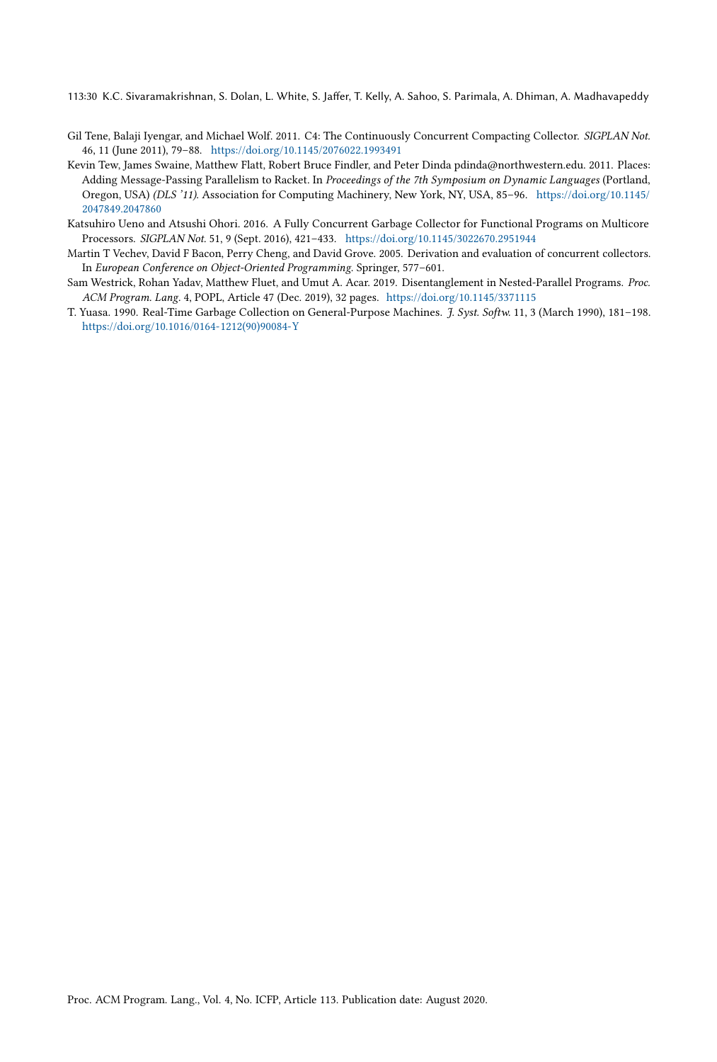Gil Tene, Balaji Iyengar, and Michael Wolf. 2011. C4: The Continuously Concurrent Compacting Collector. *SIGPLAN Not.* 46, 11 (June 2011), 79–88. https://doi.org/10.1145/2076022.1993491

Kevin Tew, James Swaine, Matthew Flatt, Robert Bruce Findler, and Peter Dinda pdinda@northwestern.edu. 2011. Places: Adding Message-Passing Parallelism to Racket. In *Proceedings of the 7th Symposium on Dynamic Languages* (Portland, Oregon, USA) *(DLS '11)*. Association for Computing Machinery, New York, NY, USA, 85–96. https://doi.org/10.1145/2047849.2047860

Katsuhiro Ueno and Atsushi Ohori. 2016. A Fully Concurrent Garbage Collector for Functional Programs on Multicore Processors. *SIGPLAN Not.* 51, 9 (Sept. 2016), 421–433. https://doi.org/10.1145/3022670.2951944

Martin T Vechev, David F Bacon, Perry Cheng, and David Grove. 2005. Derivation and evaluation of concurrent collectors. In *European Conference on Object-Oriented Programming*. Springer, 577–601.

Sam Westrick, Rohan Yadav, Matthew Fluet, and Umut A. Acar. 2019. Disentanglement in Nested-Parallel Programs. *Proc. ACM Program. Lang.* 4, POPL, Article 47 (Dec. 2019), 32 pages. https://doi.org/10.1145/3371115

T. Yuasa. 1990. Real-Time Garbage Collection on General-Purpose Machines. *J. Syst. Softw.* 11, 3 (March 1990), 181–198. https://doi.org/10.1016/0164-1212(90)90084-Y